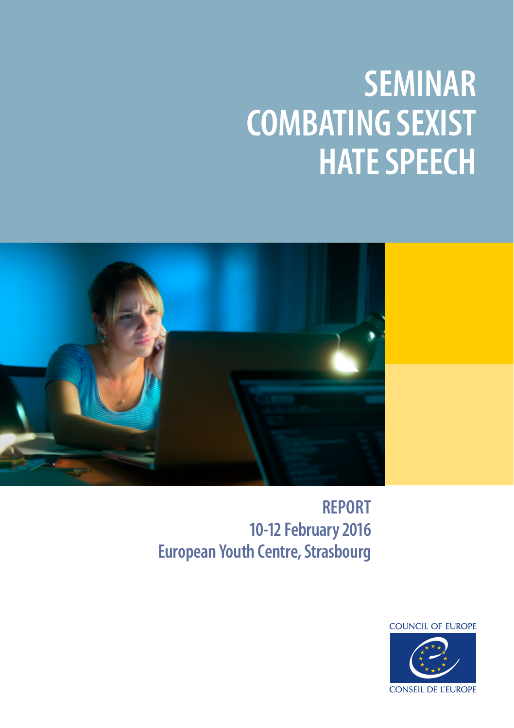# SEMINAR COMBATING SEXIST HATE SPEECH

**REPORT**
**10-12 February 2016**
**European Youth Centre, Strasbourg**

COUNCIL OF EUROPE

CONSEIL DE L'EUROPE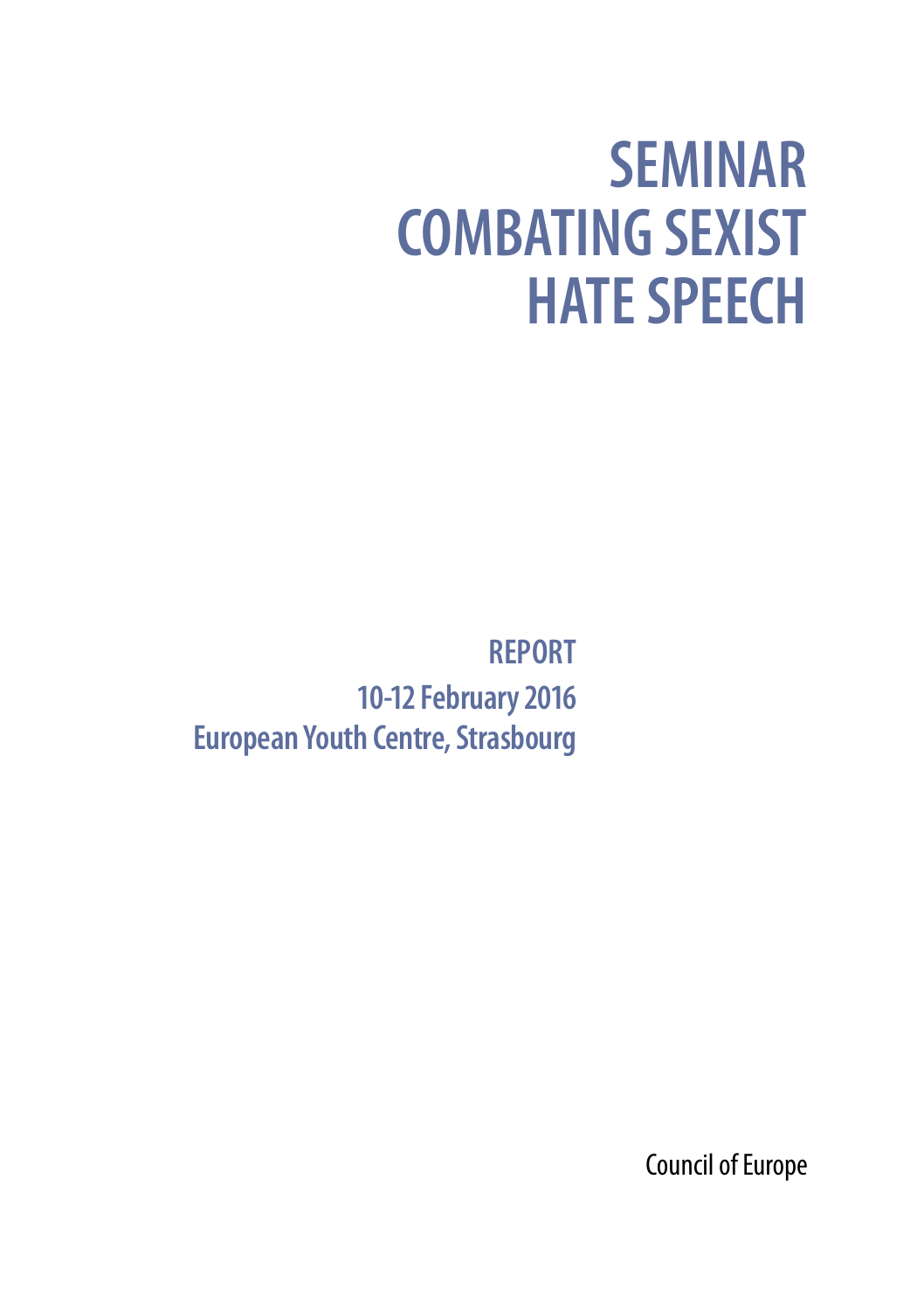# SEMINAR COMBATING SEXIST HATE SPEECH

**REPORT**

**10-12 February 2016**

**European Youth Centre, Strasbourg**

Council of Europe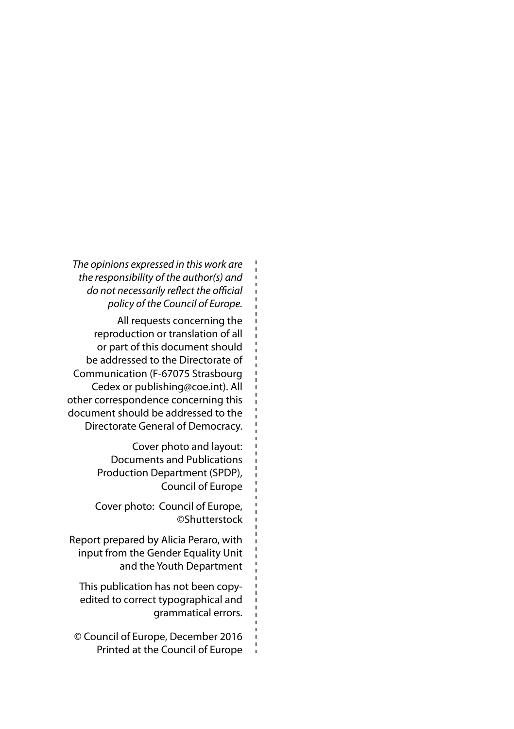*The opinions expressed in this work are the responsibility of the author(s) and do not necessarily reflect the official policy of the Council of Europe.*

All requests concerning the reproduction or translation of all or part of this document should be addressed to the Directorate of Communication (F-67075 Strasbourg Cedex or publishing@coe.int). All other correspondence concerning this document should be addressed to the Directorate General of Democracy.

Cover photo and layout: Documents and Publications Production Department (SPDP), Council of Europe

Cover photo: Council of Europe, ©Shutterstock

Report prepared by Alicia Peraro, with input from the Gender Equality Unit and the Youth Department

This publication has not been copy-edited to correct typographical and grammatical errors.

© Council of Europe, December 2016
Printed at the Council of Europe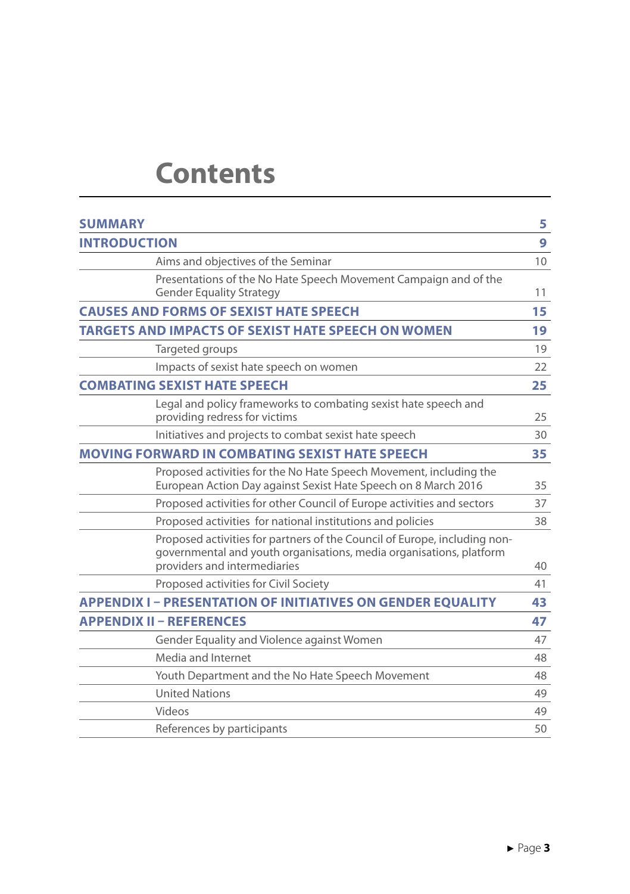# Contents

| | |
|---|---|
| **SUMMARY** | **5** |
| **INTRODUCTION** | **9** |
| Aims and objectives of the Seminar | 10 |
| Presentations of the No Hate Speech Movement Campaign and of the Gender Equality Strategy | 11 |
| **CAUSES AND FORMS OF SEXIST HATE SPEECH** | **15** |
| **TARGETS AND IMPACTS OF SEXIST HATE SPEECH ON WOMEN** | **19** |
| Targeted groups | 19 |
| Impacts of sexist hate speech on women | 22 |
| **COMBATING SEXIST HATE SPEECH** | **25** |
| Legal and policy frameworks to combating sexist hate speech and providing redress for victims | 25 |
| Initiatives and projects to combat sexist hate speech | 30 |
| **MOVING FORWARD IN COMBATING SEXIST HATE SPEECH** | **35** |
| Proposed activities for the No Hate Speech Movement, including the European Action Day against Sexist Hate Speech on 8 March 2016 | 35 |
| Proposed activities for other Council of Europe activities and sectors | 37 |
| Proposed activities for national institutions and policies | 38 |
| Proposed activities for partners of the Council of Europe, including non-governmental and youth organisations, media organisations, platform providers and intermediaries | 40 |
| Proposed activities for Civil Society | 41 |
| **APPENDIX I – PRESENTATION OF INITIATIVES ON GENDER EQUALITY** | **43** |
| **APPENDIX II – REFERENCES** | **47** |
| Gender Equality and Violence against Women | 47 |
| Media and Internet | 48 |
| Youth Department and the No Hate Speech Movement | 48 |
| United Nations | 49 |
| Videos | 49 |
| References by participants | 50 |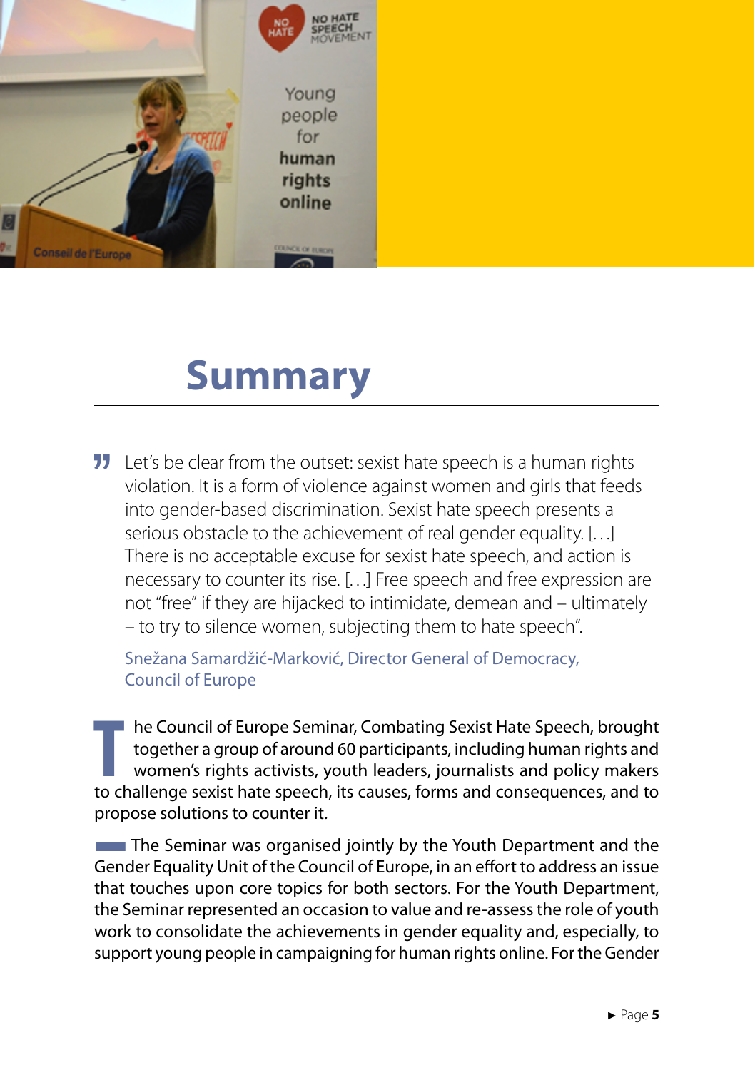# Summary

> Let's be clear from the outset: sexist hate speech is a human rights violation. It is a form of violence against women and girls that feeds into gender-based discrimination. Sexist hate speech presents a serious obstacle to the achievement of real gender equality. [...] There is no acceptable excuse for sexist hate speech, and action is necessary to counter its rise. [...] Free speech and free expression are not "free" if they are hijacked to intimidate, demean and – ultimately – to try to silence women, subjecting them to hate speech".
>
> Snežana Samardžić-Marković, Director General of Democracy, Council of Europe

The Council of Europe Seminar, Combating Sexist Hate Speech, brought together a group of around 60 participants, including human rights and women's rights activists, youth leaders, journalists and policy makers to challenge sexist hate speech, its causes, forms and consequences, and to propose solutions to counter it.

The Seminar was organised jointly by the Youth Department and the Gender Equality Unit of the Council of Europe, in an effort to address an issue that touches upon core topics for both sectors. For the Youth Department, the Seminar represented an occasion to value and re-assess the role of youth work to consolidate the achievements in gender equality and, especially, to support young people in campaigning for human rights online. For the Gender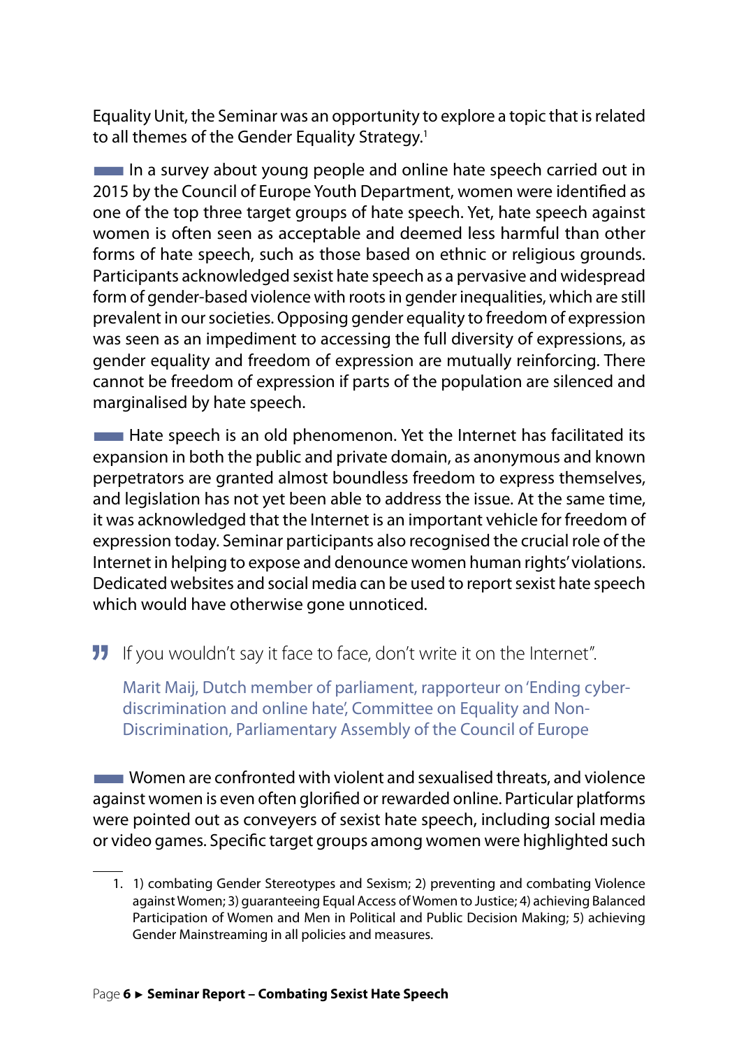Equality Unit, the Seminar was an opportunity to explore a topic that is related to all themes of the Gender Equality Strategy.[1]

In a survey about young people and online hate speech carried out in 2015 by the Council of Europe Youth Department, women were identified as one of the top three target groups of hate speech. Yet, hate speech against women is often seen as acceptable and deemed less harmful than other forms of hate speech, such as those based on ethnic or religious grounds. Participants acknowledged sexist hate speech as a pervasive and widespread form of gender-based violence with roots in gender inequalities, which are still prevalent in our societies. Opposing gender equality to freedom of expression was seen as an impediment to accessing the full diversity of expressions, as gender equality and freedom of expression are mutually reinforcing. There cannot be freedom of expression if parts of the population are silenced and marginalised by hate speech.

Hate speech is an old phenomenon. Yet the Internet has facilitated its expansion in both the public and private domain, as anonymous and known perpetrators are granted almost boundless freedom to express themselves, and legislation has not yet been able to address the issue. At the same time, it was acknowledged that the Internet is an important vehicle for freedom of expression today. Seminar participants also recognised the crucial role of the Internet in helping to expose and denounce women human rights' violations. Dedicated websites and social media can be used to report sexist hate speech which would have otherwise gone unnoticed.

> If you wouldn't say it face to face, don't write it on the Internet".
>
> Marit Maij, Dutch member of parliament, rapporteur on 'Ending cyber-discrimination and online hate', Committee on Equality and Non-Discrimination, Parliamentary Assembly of the Council of Europe

Women are confronted with violent and sexualised threats, and violence against women is even often glorified or rewarded online. Particular platforms were pointed out as conveyers of sexist hate speech, including social media or video games. Specific target groups among women were highlighted such

---

1. 1) combating Gender Stereotypes and Sexism; 2) preventing and combating Violence against Women; 3) guaranteeing Equal Access of Women to Justice; 4) achieving Balanced Participation of Women and Men in Political and Public Decision Making; 5) achieving Gender Mainstreaming in all policies and measures.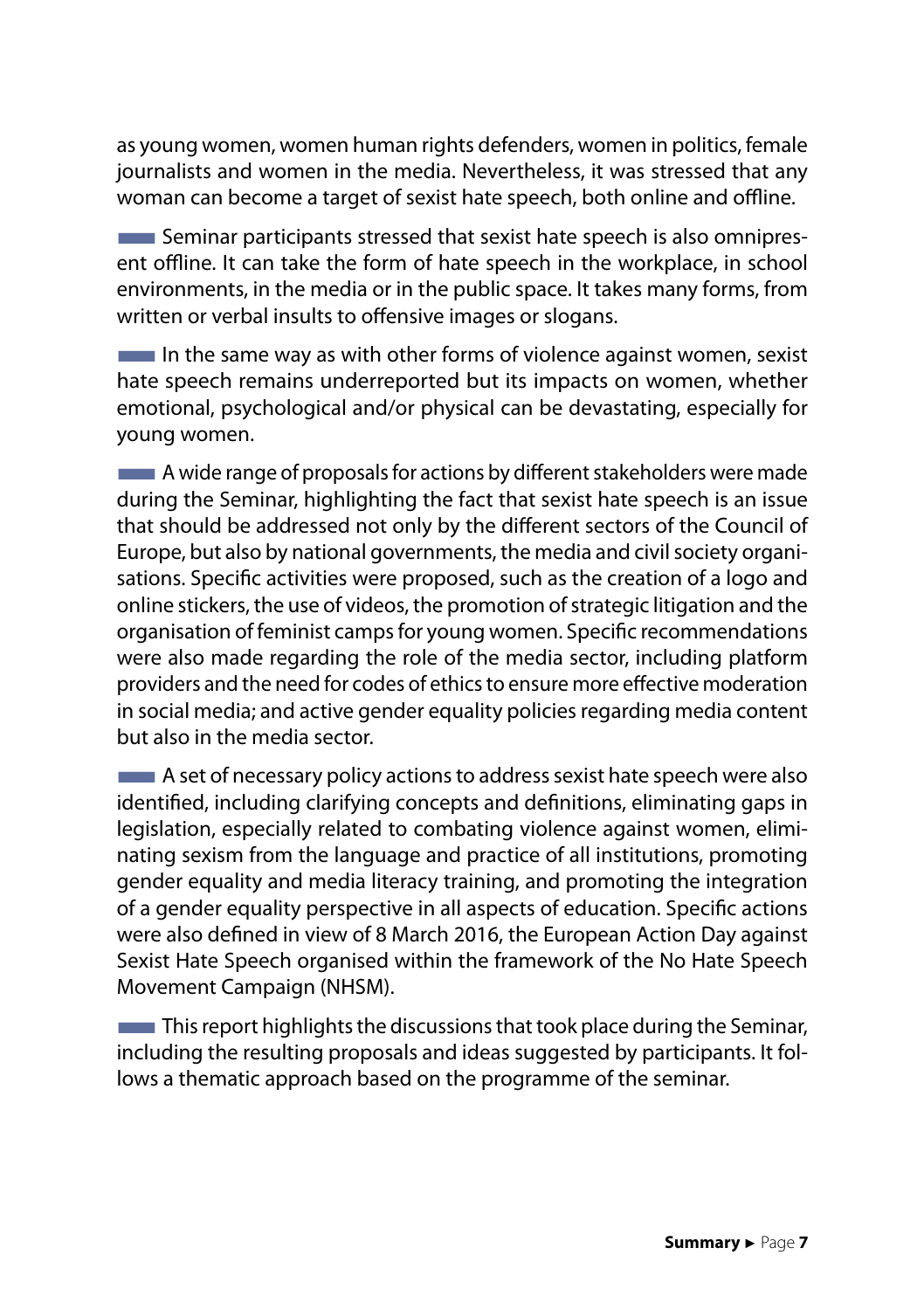as young women, women human rights defenders, women in politics, female journalists and women in the media. Nevertheless, it was stressed that any woman can become a target of sexist hate speech, both online and offline.

Seminar participants stressed that sexist hate speech is also omnipresent offline. It can take the form of hate speech in the workplace, in school environments, in the media or in the public space. It takes many forms, from written or verbal insults to offensive images or slogans.

In the same way as with other forms of violence against women, sexist hate speech remains underreported but its impacts on women, whether emotional, psychological and/or physical can be devastating, especially for young women.

A wide range of proposals for actions by different stakeholders were made during the Seminar, highlighting the fact that sexist hate speech is an issue that should be addressed not only by the different sectors of the Council of Europe, but also by national governments, the media and civil society organisations. Specific activities were proposed, such as the creation of a logo and online stickers, the use of videos, the promotion of strategic litigation and the organisation of feminist camps for young women. Specific recommendations were also made regarding the role of the media sector, including platform providers and the need for codes of ethics to ensure more effective moderation in social media; and active gender equality policies regarding media content but also in the media sector.

A set of necessary policy actions to address sexist hate speech were also identified, including clarifying concepts and definitions, eliminating gaps in legislation, especially related to combating violence against women, eliminating sexism from the language and practice of all institutions, promoting gender equality and media literacy training, and promoting the integration of a gender equality perspective in all aspects of education. Specific actions were also defined in view of 8 March 2016, the European Action Day against Sexist Hate Speech organised within the framework of the No Hate Speech Movement Campaign (NHSM).

This report highlights the discussions that took place during the Seminar, including the resulting proposals and ideas suggested by participants. It follows a thematic approach based on the programme of the seminar.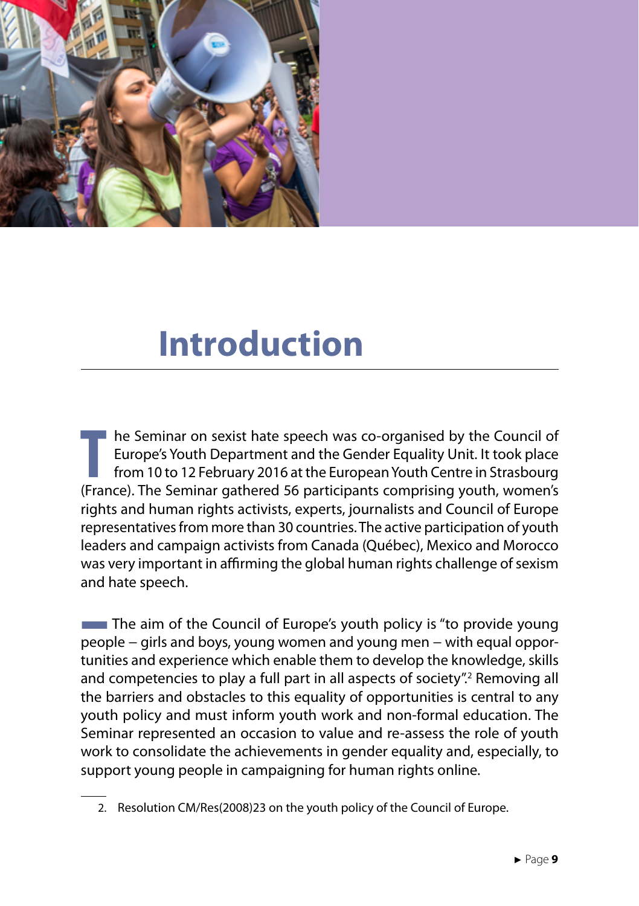# Introduction

The Seminar on sexist hate speech was co-organised by the Council of Europe's Youth Department and the Gender Equality Unit. It took place from 10 to 12 February 2016 at the European Youth Centre in Strasbourg (France). The Seminar gathered 56 participants comprising youth, women's rights and human rights activists, experts, journalists and Council of Europe representatives from more than 30 countries. The active participation of youth leaders and campaign activists from Canada (Québec), Mexico and Morocco was very important in affirming the global human rights challenge of sexism and hate speech.

The aim of the Council of Europe's youth policy is "to provide young people – girls and boys, young women and young men – with equal opportunities and experience which enable them to develop the knowledge, skills and competencies to play a full part in all aspects of society".[2] Removing all the barriers and obstacles to this equality of opportunities is central to any youth policy and must inform youth work and non-formal education. The Seminar represented an occasion to value and re-assess the role of youth work to consolidate the achievements in gender equality and, especially, to support young people in campaigning for human rights online.

2. Resolution CM/Res(2008)23 on the youth policy of the Council of Europe.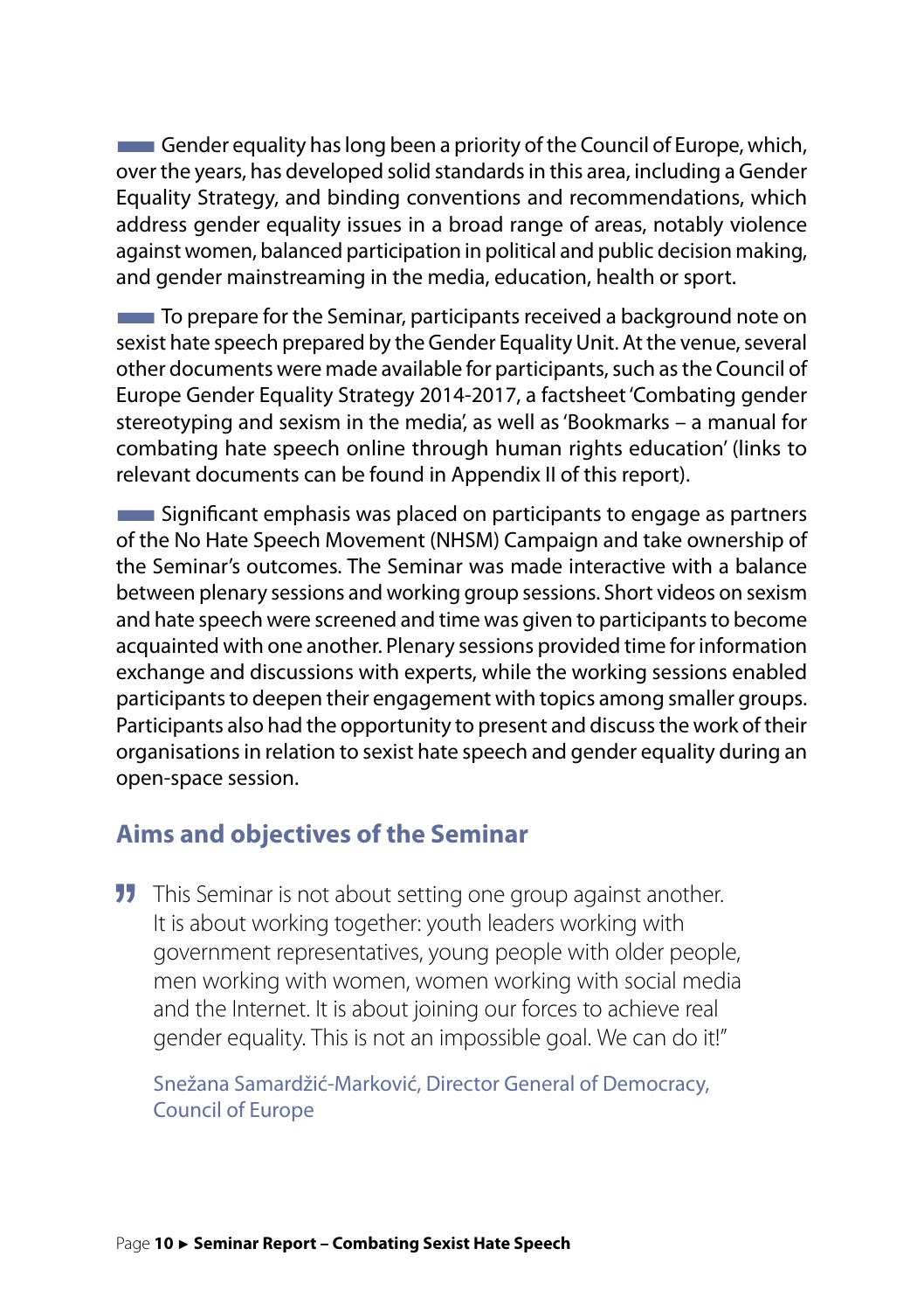Gender equality has long been a priority of the Council of Europe, which, over the years, has developed solid standards in this area, including a Gender Equality Strategy, and binding conventions and recommendations, which address gender equality issues in a broad range of areas, notably violence against women, balanced participation in political and public decision making, and gender mainstreaming in the media, education, health or sport.

To prepare for the Seminar, participants received a background note on sexist hate speech prepared by the Gender Equality Unit. At the venue, several other documents were made available for participants, such as the Council of Europe Gender Equality Strategy 2014-2017, a factsheet 'Combating gender stereotyping and sexism in the media', as well as 'Bookmarks – a manual for combating hate speech online through human rights education' (links to relevant documents can be found in Appendix II of this report).

Significant emphasis was placed on participants to engage as partners of the No Hate Speech Movement (NHSM) Campaign and take ownership of the Seminar's outcomes. The Seminar was made interactive with a balance between plenary sessions and working group sessions. Short videos on sexism and hate speech were screened and time was given to participants to become acquainted with one another. Plenary sessions provided time for information exchange and discussions with experts, while the working sessions enabled participants to deepen their engagement with topics among smaller groups. Participants also had the opportunity to present and discuss the work of their organisations in relation to sexist hate speech and gender equality during an open-space session.

## Aims and objectives of the Seminar

> This Seminar is not about setting one group against another. It is about working together: youth leaders working with government representatives, young people with older people, men working with women, women working with social media and the Internet. It is about joining our forces to achieve real gender equality. This is not an impossible goal. We can do it!"
>
> Snežana Samardžić-Marković, Director General of Democracy, Council of Europe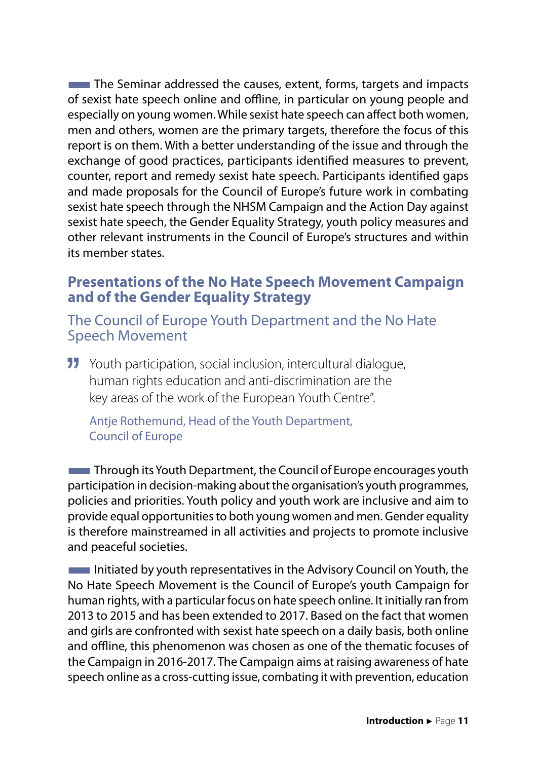The Seminar addressed the causes, extent, forms, targets and impacts of sexist hate speech online and offline, in particular on young people and especially on young women. While sexist hate speech can affect both women, men and others, women are the primary targets, therefore the focus of this report is on them. With a better understanding of the issue and through the exchange of good practices, participants identified measures to prevent, counter, report and remedy sexist hate speech. Participants identified gaps and made proposals for the Council of Europe's future work in combating sexist hate speech through the NHSM Campaign and the Action Day against sexist hate speech, the Gender Equality Strategy, youth policy measures and other relevant instruments in the Council of Europe's structures and within its member states.

## Presentations of the No Hate Speech Movement Campaign and of the Gender Equality Strategy

### The Council of Europe Youth Department and the No Hate Speech Movement

> Youth participation, social inclusion, intercultural dialogue, human rights education and anti-discrimination are the key areas of the work of the European Youth Centre".
>
> Antje Rothemund, Head of the Youth Department, Council of Europe

Through its Youth Department, the Council of Europe encourages youth participation in decision-making about the organisation's youth programmes, policies and priorities. Youth policy and youth work are inclusive and aim to provide equal opportunities to both young women and men. Gender equality is therefore mainstreamed in all activities and projects to promote inclusive and peaceful societies.

Initiated by youth representatives in the Advisory Council on Youth, the No Hate Speech Movement is the Council of Europe's youth Campaign for human rights, with a particular focus on hate speech online. It initially ran from 2013 to 2015 and has been extended to 2017. Based on the fact that women and girls are confronted with sexist hate speech on a daily basis, both online and offline, this phenomenon was chosen as one of the thematic focuses of the Campaign in 2016-2017. The Campaign aims at raising awareness of hate speech online as a cross-cutting issue, combating it with prevention, education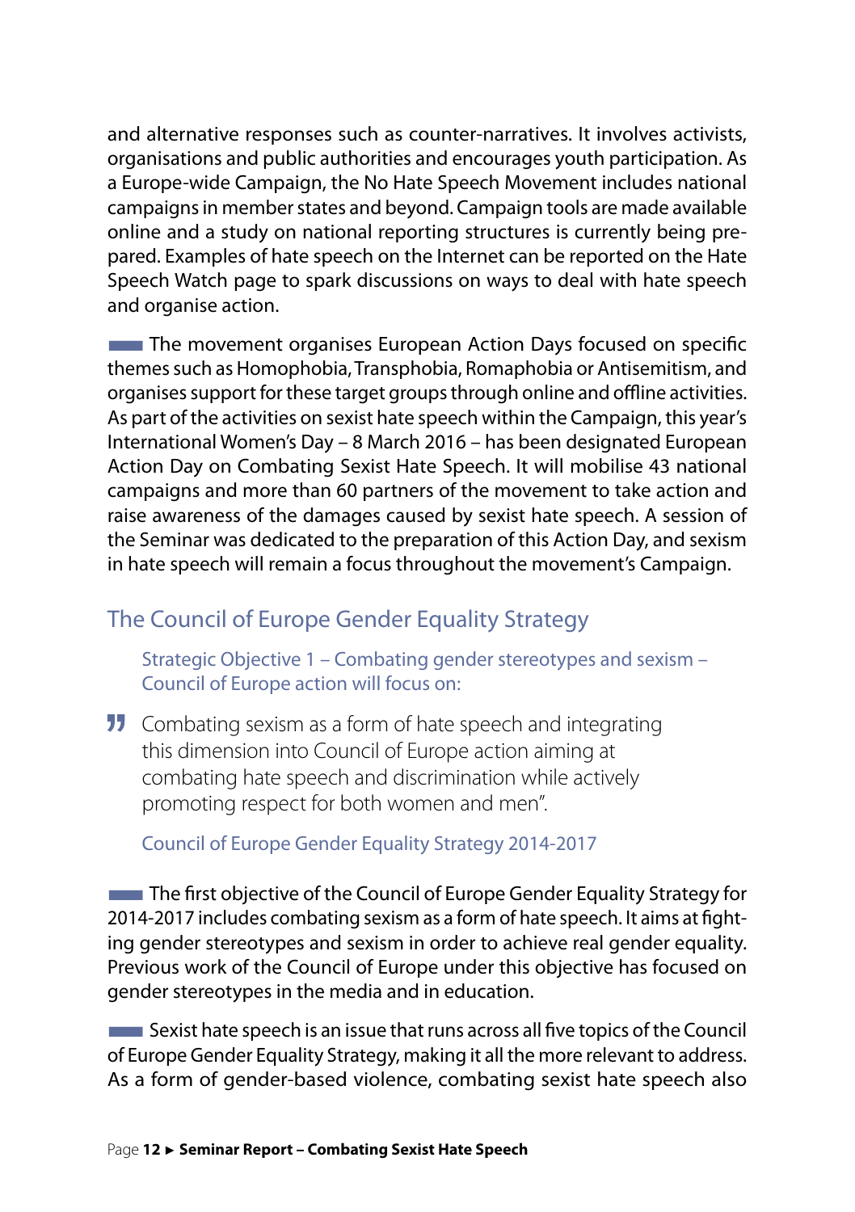and alternative responses such as counter-narratives. It involves activists, organisations and public authorities and encourages youth participation. As a Europe-wide Campaign, the No Hate Speech Movement includes national campaigns in member states and beyond. Campaign tools are made available online and a study on national reporting structures is currently being prepared. Examples of hate speech on the Internet can be reported on the Hate Speech Watch page to spark discussions on ways to deal with hate speech and organise action.

The movement organises European Action Days focused on specific themes such as Homophobia, Transphobia, Romaphobia or Antisemitism, and organises support for these target groups through online and offline activities. As part of the activities on sexist hate speech within the Campaign, this year's International Women's Day – 8 March 2016 – has been designated European Action Day on Combating Sexist Hate Speech. It will mobilise 43 national campaigns and more than 60 partners of the movement to take action and raise awareness of the damages caused by sexist hate speech. A session of the Seminar was dedicated to the preparation of this Action Day, and sexism in hate speech will remain a focus throughout the movement's Campaign.

## The Council of Europe Gender Equality Strategy

Strategic Objective 1 – Combating gender stereotypes and sexism – Council of Europe action will focus on:

> Combating sexism as a form of hate speech and integrating this dimension into Council of Europe action aiming at combating hate speech and discrimination while actively promoting respect for both women and men".
>
> Council of Europe Gender Equality Strategy 2014-2017

The first objective of the Council of Europe Gender Equality Strategy for 2014-2017 includes combating sexism as a form of hate speech. It aims at fighting gender stereotypes and sexism in order to achieve real gender equality. Previous work of the Council of Europe under this objective has focused on gender stereotypes in the media and in education.

Sexist hate speech is an issue that runs across all five topics of the Council of Europe Gender Equality Strategy, making it all the more relevant to address. As a form of gender-based violence, combating sexist hate speech also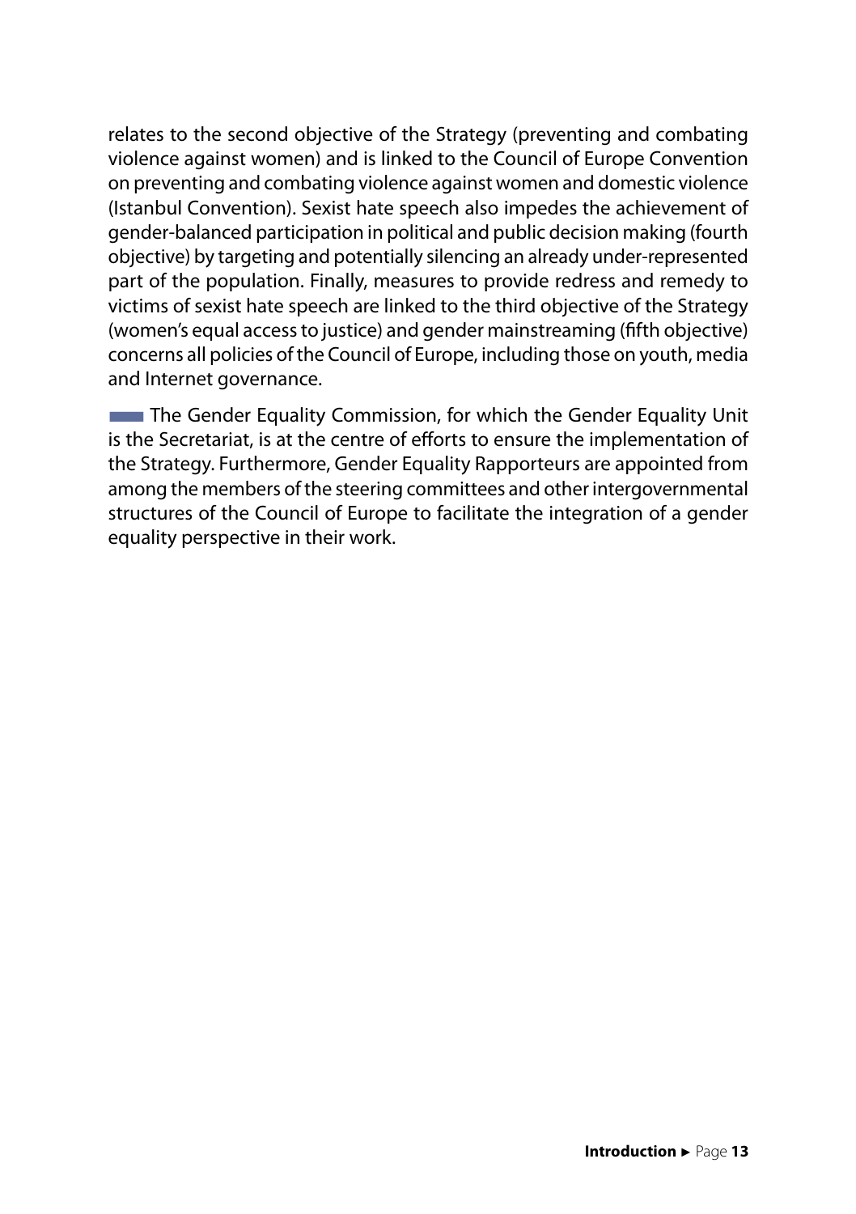relates to the second objective of the Strategy (preventing and combating violence against women) and is linked to the Council of Europe Convention on preventing and combating violence against women and domestic violence (Istanbul Convention). Sexist hate speech also impedes the achievement of gender-balanced participation in political and public decision making (fourth objective) by targeting and potentially silencing an already under-represented part of the population. Finally, measures to provide redress and remedy to victims of sexist hate speech are linked to the third objective of the Strategy (women's equal access to justice) and gender mainstreaming (fifth objective) concerns all policies of the Council of Europe, including those on youth, media and Internet governance.

The Gender Equality Commission, for which the Gender Equality Unit is the Secretariat, is at the centre of efforts to ensure the implementation of the Strategy. Furthermore, Gender Equality Rapporteurs are appointed from among the members of the steering committees and other intergovernmental structures of the Council of Europe to facilitate the integration of a gender equality perspective in their work.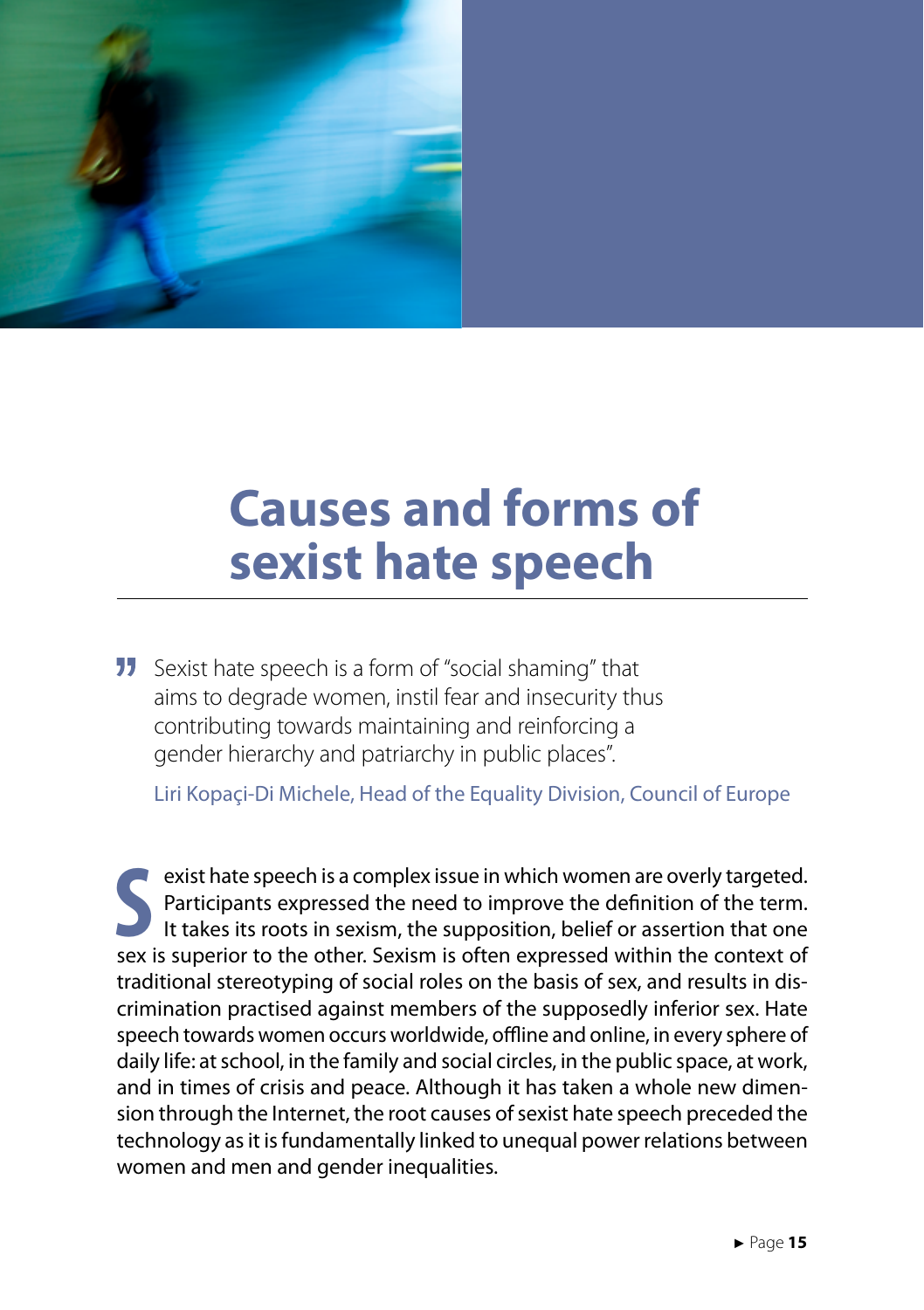# Causes and forms of sexist hate speech

> Sexist hate speech is a form of "social shaming" that aims to degrade women, instil fear and insecurity thus contributing towards maintaining and reinforcing a gender hierarchy and patriarchy in public places".
>
> Liri Kopaçi-Di Michele, Head of the Equality Division, Council of Europe

Sexist hate speech is a complex issue in which women are overly targeted. Participants expressed the need to improve the definition of the term. It takes its roots in sexism, the supposition, belief or assertion that one sex is superior to the other. Sexism is often expressed within the context of traditional stereotyping of social roles on the basis of sex, and results in discrimination practised against members of the supposedly inferior sex. Hate speech towards women occurs worldwide, offline and online, in every sphere of daily life: at school, in the family and social circles, in the public space, at work, and in times of crisis and peace. Although it has taken a whole new dimension through the Internet, the root causes of sexist hate speech preceded the technology as it is fundamentally linked to unequal power relations between women and men and gender inequalities.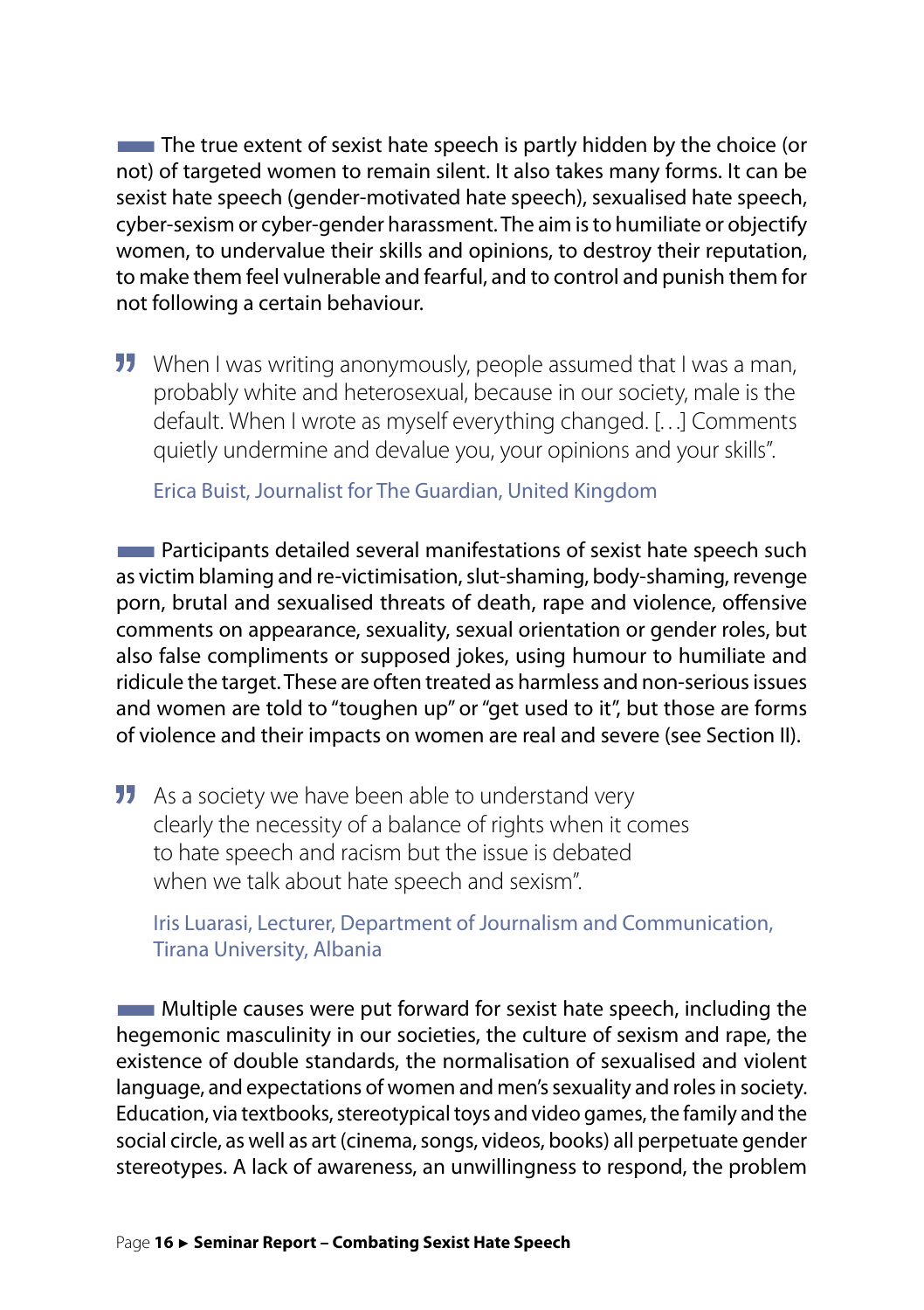The true extent of sexist hate speech is partly hidden by the choice (or not) of targeted women to remain silent. It also takes many forms. It can be sexist hate speech (gender-motivated hate speech), sexualised hate speech, cyber-sexism or cyber-gender harassment. The aim is to humiliate or objectify women, to undervalue their skills and opinions, to destroy their reputation, to make them feel vulnerable and fearful, and to control and punish them for not following a certain behaviour.

> When I was writing anonymously, people assumed that I was a man, probably white and heterosexual, because in our society, male is the default. When I wrote as myself everything changed. […] Comments quietly undermine and devalue you, your opinions and your skills".
>
> Erica Buist, Journalist for The Guardian, United Kingdom

Participants detailed several manifestations of sexist hate speech such as victim blaming and re-victimisation, slut-shaming, body-shaming, revenge porn, brutal and sexualised threats of death, rape and violence, offensive comments on appearance, sexuality, sexual orientation or gender roles, but also false compliments or supposed jokes, using humour to humiliate and ridicule the target. These are often treated as harmless and non-serious issues and women are told to "toughen up" or "get used to it", but those are forms of violence and their impacts on women are real and severe (see Section II).

> As a society we have been able to understand very clearly the necessity of a balance of rights when it comes to hate speech and racism but the issue is debated when we talk about hate speech and sexism".
>
> Iris Luarasi, Lecturer, Department of Journalism and Communication, Tirana University, Albania

Multiple causes were put forward for sexist hate speech, including the hegemonic masculinity in our societies, the culture of sexism and rape, the existence of double standards, the normalisation of sexualised and violent language, and expectations of women and men's sexuality and roles in society. Education, via textbooks, stereotypical toys and video games, the family and the social circle, as well as art (cinema, songs, videos, books) all perpetuate gender stereotypes. A lack of awareness, an unwillingness to respond, the problem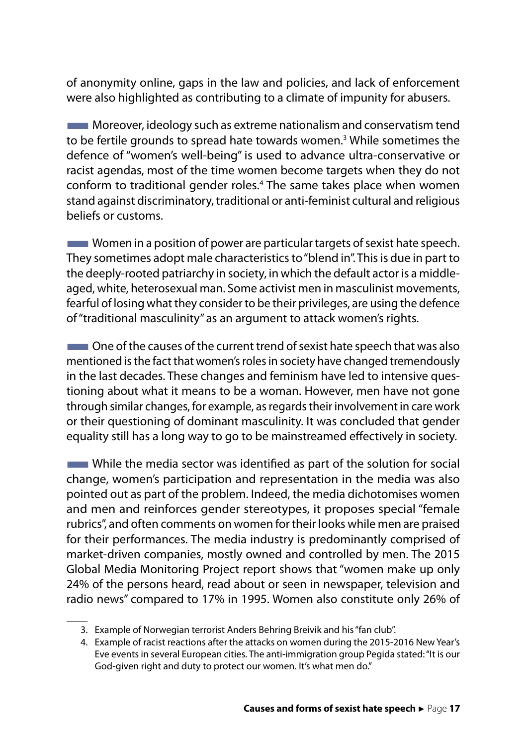of anonymity online, gaps in the law and policies, and lack of enforcement were also highlighted as contributing to a climate of impunity for abusers.

Moreover, ideology such as extreme nationalism and conservatism tend to be fertile grounds to spread hate towards women.[3] While sometimes the defence of "women's well-being" is used to advance ultra-conservative or racist agendas, most of the time women become targets when they do not conform to traditional gender roles.[4] The same takes place when women stand against discriminatory, traditional or anti-feminist cultural and religious beliefs or customs.

Women in a position of power are particular targets of sexist hate speech. They sometimes adopt male characteristics to "blend in". This is due in part to the deeply-rooted patriarchy in society, in which the default actor is a middle-aged, white, heterosexual man. Some activist men in masculinist movements, fearful of losing what they consider to be their privileges, are using the defence of "traditional masculinity" as an argument to attack women's rights.

One of the causes of the current trend of sexist hate speech that was also mentioned is the fact that women's roles in society have changed tremendously in the last decades. These changes and feminism have led to intensive questioning about what it means to be a woman. However, men have not gone through similar changes, for example, as regards their involvement in care work or their questioning of dominant masculinity. It was concluded that gender equality still has a long way to go to be mainstreamed effectively in society.

While the media sector was identified as part of the solution for social change, women's participation and representation in the media was also pointed out as part of the problem. Indeed, the media dichotomises women and men and reinforces gender stereotypes, it proposes special "female rubrics", and often comments on women for their looks while men are praised for their performances. The media industry is predominantly comprised of market-driven companies, mostly owned and controlled by men. The 2015 Global Media Monitoring Project report shows that "women make up only 24% of the persons heard, read about or seen in newspaper, television and radio news" compared to 17% in 1995. Women also constitute only 26% of

---

3. Example of Norwegian terrorist Anders Behring Breivik and his "fan club".
4. Example of racist reactions after the attacks on women during the 2015-2016 New Year's Eve events in several European cities. The anti-immigration group Pegida stated: "It is our God-given right and duty to protect our women. It's what men do."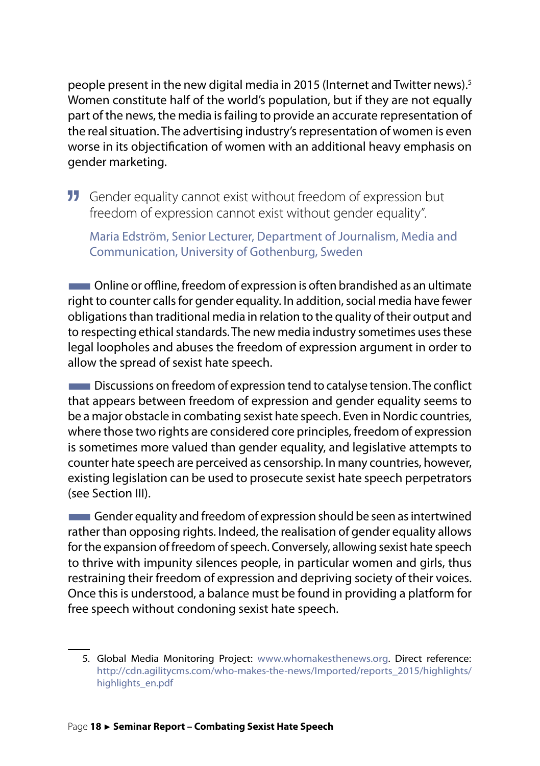people present in the new digital media in 2015 (Internet and Twitter news).[5] Women constitute half of the world's population, but if they are not equally part of the news, the media is failing to provide an accurate representation of the real situation. The advertising industry's representation of women is even worse in its objectification of women with an additional heavy emphasis on gender marketing.

> Gender equality cannot exist without freedom of expression but freedom of expression cannot exist without gender equality".
>
> Maria Edström, Senior Lecturer, Department of Journalism, Media and Communication, University of Gothenburg, Sweden

Online or offline, freedom of expression is often brandished as an ultimate right to counter calls for gender equality. In addition, social media have fewer obligations than traditional media in relation to the quality of their output and to respecting ethical standards. The new media industry sometimes uses these legal loopholes and abuses the freedom of expression argument in order to allow the spread of sexist hate speech.

Discussions on freedom of expression tend to catalyse tension. The conflict that appears between freedom of expression and gender equality seems to be a major obstacle in combating sexist hate speech. Even in Nordic countries, where those two rights are considered core principles, freedom of expression is sometimes more valued than gender equality, and legislative attempts to counter hate speech are perceived as censorship. In many countries, however, existing legislation can be used to prosecute sexist hate speech perpetrators (see Section III).

Gender equality and freedom of expression should be seen as intertwined rather than opposing rights. Indeed, the realisation of gender equality allows for the expansion of freedom of speech. Conversely, allowing sexist hate speech to thrive with impunity silences people, in particular women and girls, thus restraining their freedom of expression and depriving society of their voices. Once this is understood, a balance must be found in providing a platform for free speech without condoning sexist hate speech.

---

5. Global Media Monitoring Project: www.whomakesthenews.org. Direct reference: http://cdn.agilitycms.com/who-makes-the-news/Imported/reports_2015/highlights/highlights_en.pdf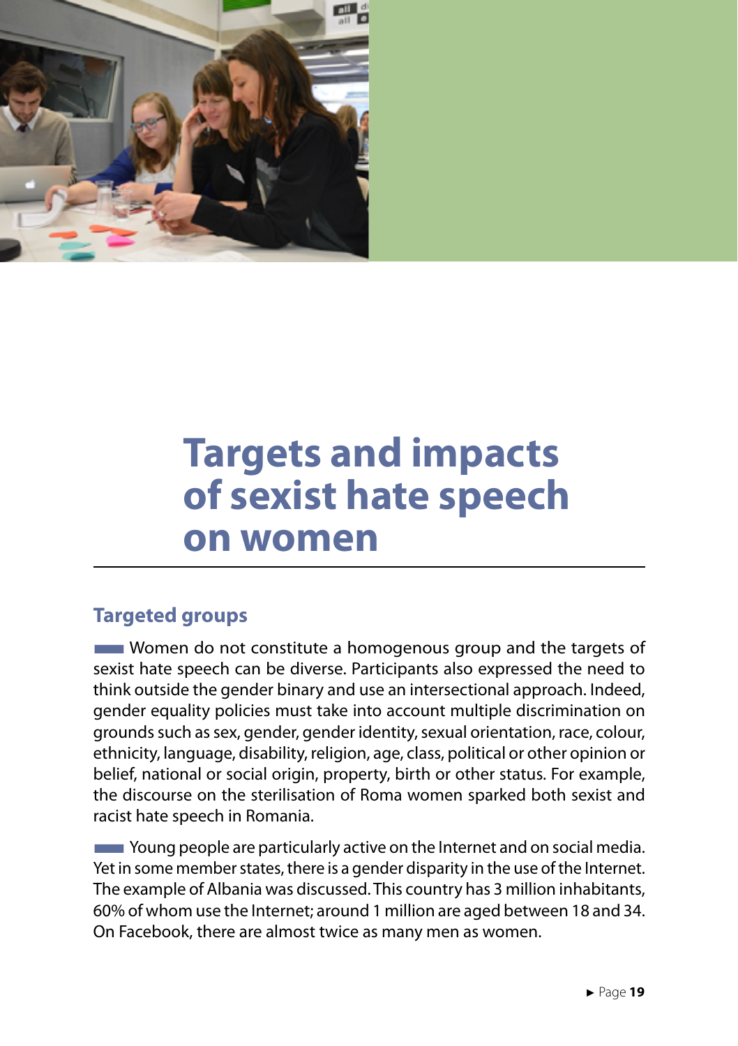# Targets and impacts of sexist hate speech on women

## Targeted groups

Women do not constitute a homogenous group and the targets of sexist hate speech can be diverse. Participants also expressed the need to think outside the gender binary and use an intersectional approach. Indeed, gender equality policies must take into account multiple discrimination on grounds such as sex, gender, gender identity, sexual orientation, race, colour, ethnicity, language, disability, religion, age, class, political or other opinion or belief, national or social origin, property, birth or other status. For example, the discourse on the sterilisation of Roma women sparked both sexist and racist hate speech in Romania.

Young people are particularly active on the Internet and on social media. Yet in some member states, there is a gender disparity in the use of the Internet. The example of Albania was discussed. This country has 3 million inhabitants, 60% of whom use the Internet; around 1 million are aged between 18 and 34. On Facebook, there are almost twice as many men as women.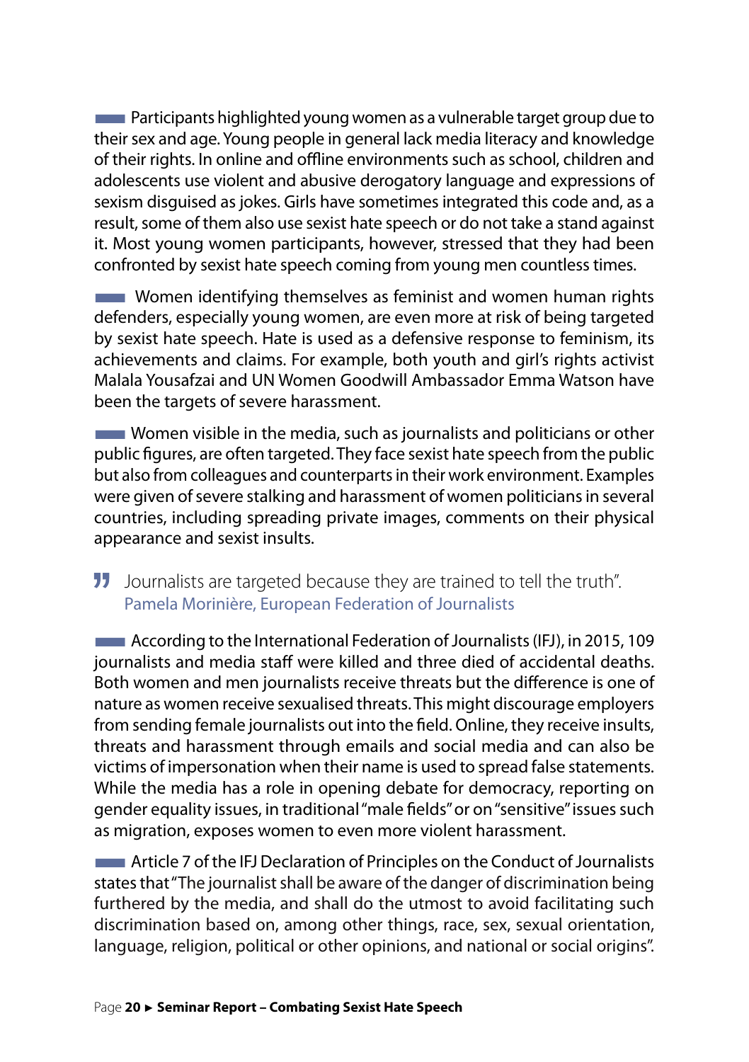Participants highlighted young women as a vulnerable target group due to their sex and age. Young people in general lack media literacy and knowledge of their rights. In online and offline environments such as school, children and adolescents use violent and abusive derogatory language and expressions of sexism disguised as jokes. Girls have sometimes integrated this code and, as a result, some of them also use sexist hate speech or do not take a stand against it. Most young women participants, however, stressed that they had been confronted by sexist hate speech coming from young men countless times.

Women identifying themselves as feminist and women human rights defenders, especially young women, are even more at risk of being targeted by sexist hate speech. Hate is used as a defensive response to feminism, its achievements and claims. For example, both youth and girl's rights activist Malala Yousafzai and UN Women Goodwill Ambassador Emma Watson have been the targets of severe harassment.

Women visible in the media, such as journalists and politicians or other public figures, are often targeted. They face sexist hate speech from the public but also from colleagues and counterparts in their work environment. Examples were given of severe stalking and harassment of women politicians in several countries, including spreading private images, comments on their physical appearance and sexist insults.

> Journalists are targeted because they are trained to tell the truth".
> Pamela Morinière, European Federation of Journalists

According to the International Federation of Journalists (IFJ), in 2015, 109 journalists and media staff were killed and three died of accidental deaths. Both women and men journalists receive threats but the difference is one of nature as women receive sexualised threats. This might discourage employers from sending female journalists out into the field. Online, they receive insults, threats and harassment through emails and social media and can also be victims of impersonation when their name is used to spread false statements. While the media has a role in opening debate for democracy, reporting on gender equality issues, in traditional "male fields" or on "sensitive" issues such as migration, exposes women to even more violent harassment.

Article 7 of the IFJ Declaration of Principles on the Conduct of Journalists states that "The journalist shall be aware of the danger of discrimination being furthered by the media, and shall do the utmost to avoid facilitating such discrimination based on, among other things, race, sex, sexual orientation, language, religion, political or other opinions, and national or social origins".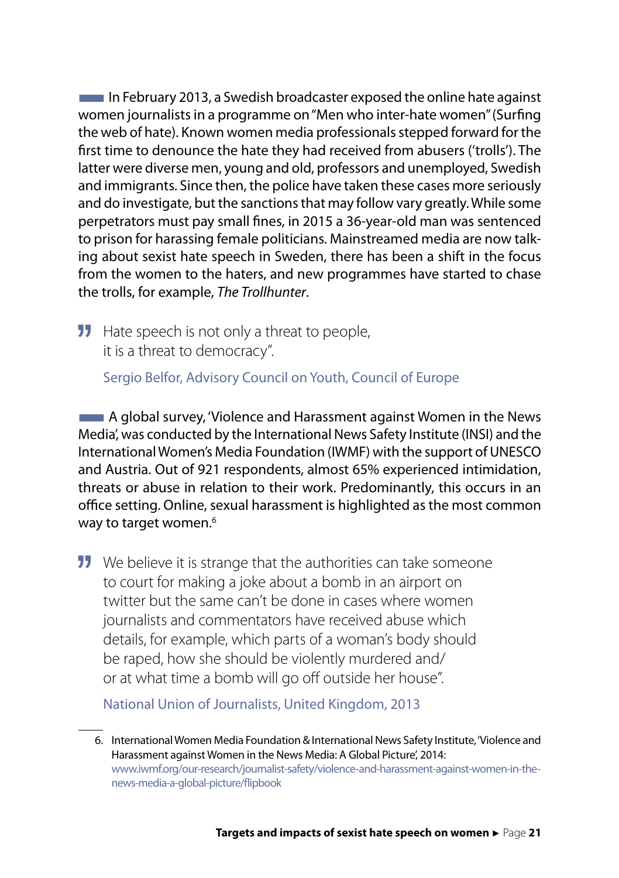In February 2013, a Swedish broadcaster exposed the online hate against women journalists in a programme on "Men who inter-hate women" (Surfing the web of hate). Known women media professionals stepped forward for the first time to denounce the hate they had received from abusers ('trolls'). The latter were diverse men, young and old, professors and unemployed, Swedish and immigrants. Since then, the police have taken these cases more seriously and do investigate, but the sanctions that may follow vary greatly. While some perpetrators must pay small fines, in 2015 a 36-year-old man was sentenced to prison for harassing female politicians. Mainstreamed media are now talking about sexist hate speech in Sweden, there has been a shift in the focus from the women to the haters, and new programmes have started to chase the trolls, for example, *The Trollhunter*.

> Hate speech is not only a threat to people, it is a threat to democracy".
>
> Sergio Belfor, Advisory Council on Youth, Council of Europe

A global survey, 'Violence and Harassment against Women in the News Media', was conducted by the International News Safety Institute (INSI) and the International Women's Media Foundation (IWMF) with the support of UNESCO and Austria. Out of 921 respondents, almost 65% experienced intimidation, threats or abuse in relation to their work. Predominantly, this occurs in an office setting. Online, sexual harassment is highlighted as the most common way to target women.[6]

> We believe it is strange that the authorities can take someone to court for making a joke about a bomb in an airport on twitter but the same can't be done in cases where women journalists and commentators have received abuse which details, for example, which parts of a woman's body should be raped, how she should be violently murdered and/or at what time a bomb will go off outside her house".
>
> National Union of Journalists, United Kingdom, 2013

6. International Women Media Foundation & International News Safety Institute, 'Violence and Harassment against Women in the News Media: A Global Picture', 2014: www.iwmf.org/our-research/journalist-safety/violence-and-harassment-against-women-in-the-news-media-a-global-picture/flipbook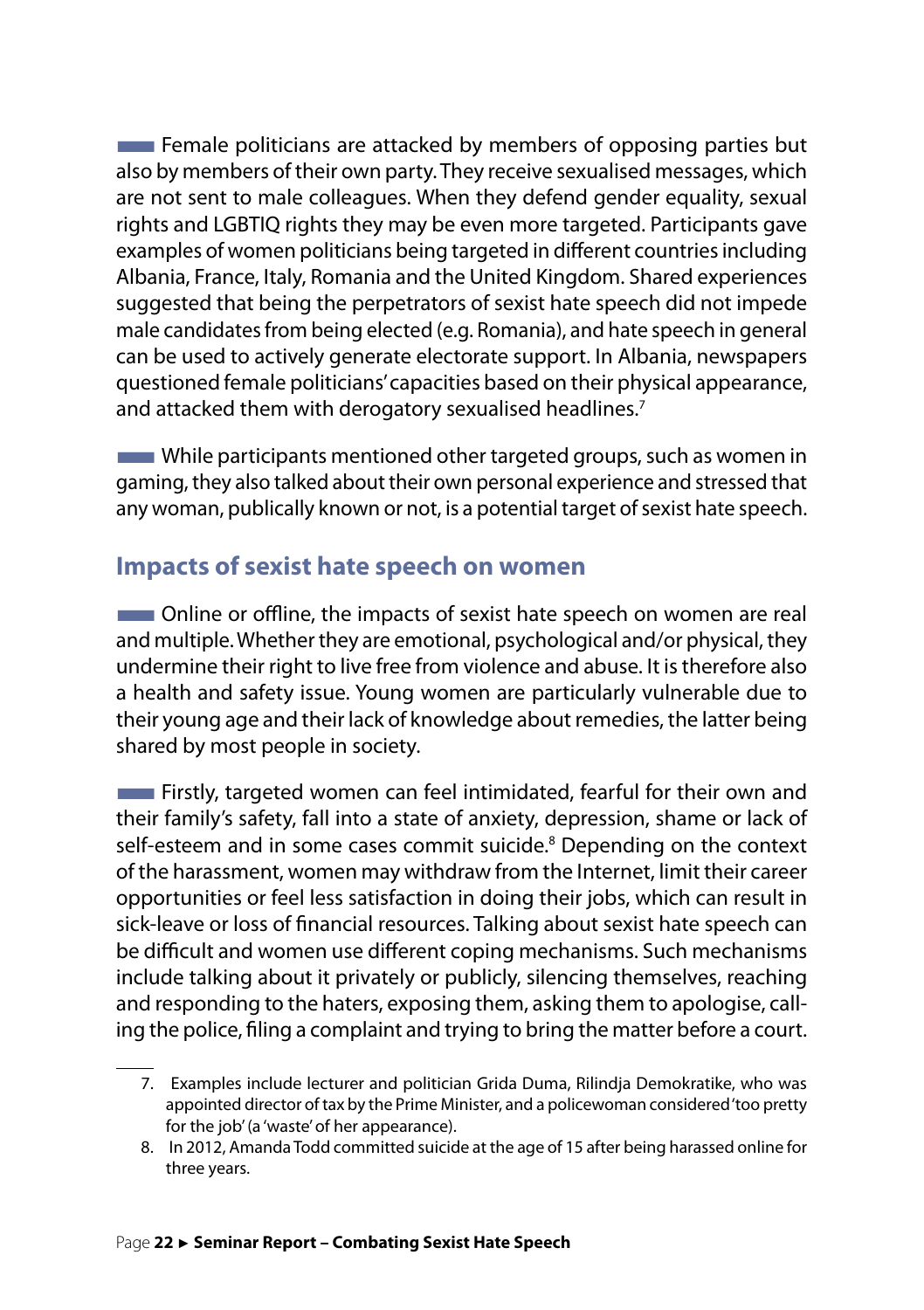Female politicians are attacked by members of opposing parties but also by members of their own party. They receive sexualised messages, which are not sent to male colleagues. When they defend gender equality, sexual rights and LGBTIQ rights they may be even more targeted. Participants gave examples of women politicians being targeted in different countries including Albania, France, Italy, Romania and the United Kingdom. Shared experiences suggested that being the perpetrators of sexist hate speech did not impede male candidates from being elected (e.g. Romania), and hate speech in general can be used to actively generate electorate support. In Albania, newspapers questioned female politicians' capacities based on their physical appearance, and attacked them with derogatory sexualised headlines.[7]

While participants mentioned other targeted groups, such as women in gaming, they also talked about their own personal experience and stressed that any woman, publically known or not, is a potential target of sexist hate speech.

## Impacts of sexist hate speech on women

Online or offline, the impacts of sexist hate speech on women are real and multiple. Whether they are emotional, psychological and/or physical, they undermine their right to live free from violence and abuse. It is therefore also a health and safety issue. Young women are particularly vulnerable due to their young age and their lack of knowledge about remedies, the latter being shared by most people in society.

Firstly, targeted women can feel intimidated, fearful for their own and their family's safety, fall into a state of anxiety, depression, shame or lack of self-esteem and in some cases commit suicide.[8] Depending on the context of the harassment, women may withdraw from the Internet, limit their career opportunities or feel less satisfaction in doing their jobs, which can result in sick-leave or loss of financial resources. Talking about sexist hate speech can be difficult and women use different coping mechanisms. Such mechanisms include talking about it privately or publicly, silencing themselves, reaching and responding to the haters, exposing them, asking them to apologise, calling the police, filing a complaint and trying to bring the matter before a court.

---

7. Examples include lecturer and politician Grida Duma, Rilindja Demokratike, who was appointed director of tax by the Prime Minister, and a policewoman considered 'too pretty for the job' (a 'waste' of her appearance).
8. In 2012, Amanda Todd committed suicide at the age of 15 after being harassed online for three years.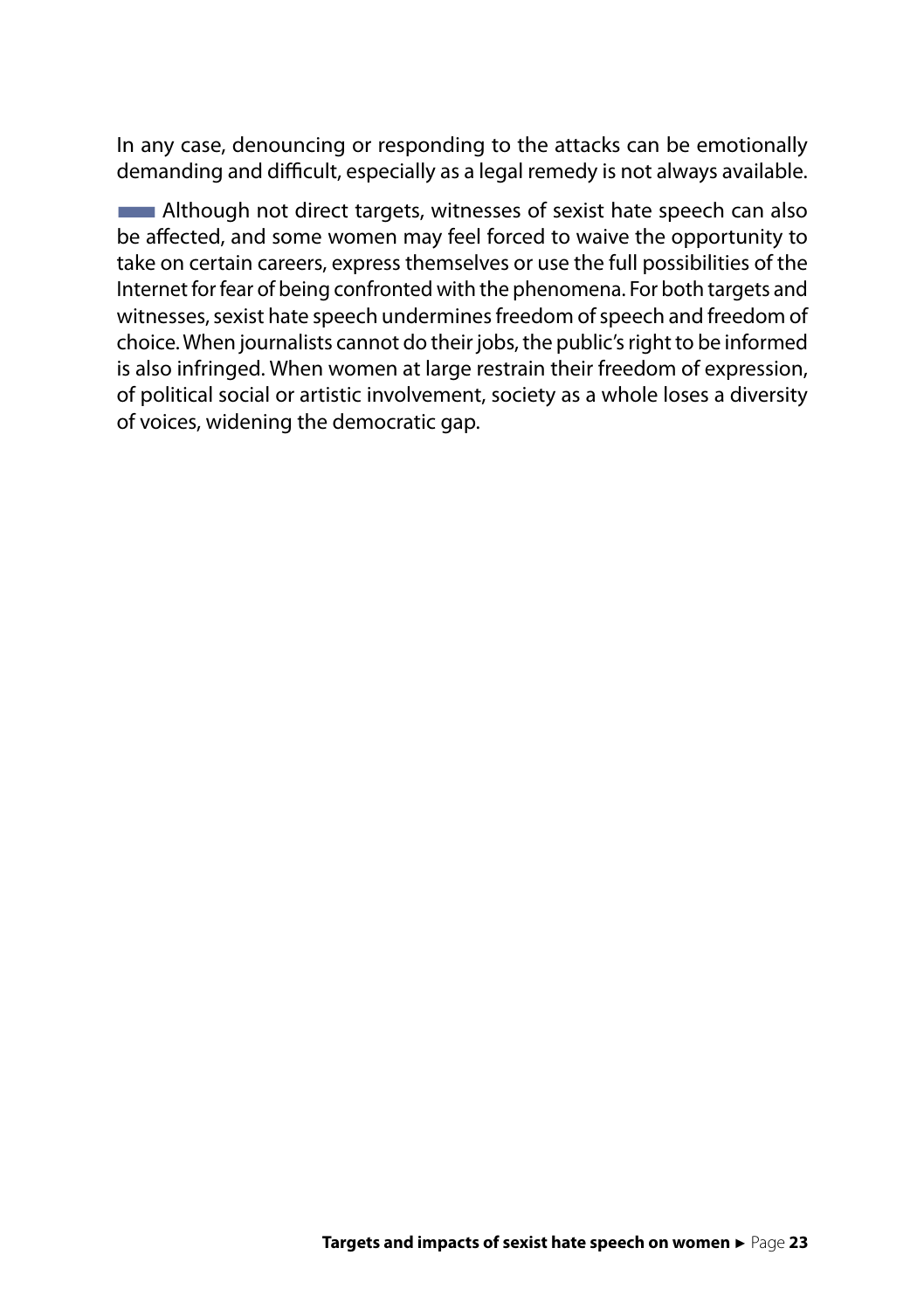In any case, denouncing or responding to the attacks can be emotionally demanding and difficult, especially as a legal remedy is not always available.

Although not direct targets, witnesses of sexist hate speech can also be affected, and some women may feel forced to waive the opportunity to take on certain careers, express themselves or use the full possibilities of the Internet for fear of being confronted with the phenomena. For both targets and witnesses, sexist hate speech undermines freedom of speech and freedom of choice. When journalists cannot do their jobs, the public's right to be informed is also infringed. When women at large restrain their freedom of expression, of political social or artistic involvement, society as a whole loses a diversity of voices, widening the democratic gap.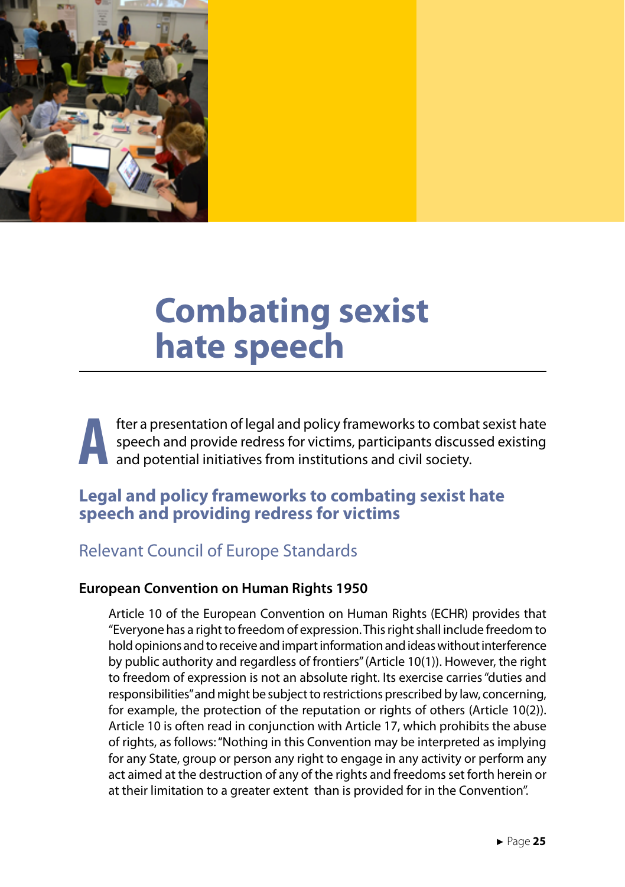# Combating sexist hate speech

After a presentation of legal and policy frameworks to combat sexist hate speech and provide redress for victims, participants discussed existing and potential initiatives from institutions and civil society.

## Legal and policy frameworks to combating sexist hate speech and providing redress for victims

### Relevant Council of Europe Standards

#### European Convention on Human Rights 1950

Article 10 of the European Convention on Human Rights (ECHR) provides that "Everyone has a right to freedom of expression. This right shall include freedom to hold opinions and to receive and impart information and ideas without interference by public authority and regardless of frontiers" (Article 10(1)). However, the right to freedom of expression is not an absolute right. Its exercise carries "duties and responsibilities" and might be subject to restrictions prescribed by law, concerning, for example, the protection of the reputation or rights of others (Article 10(2)). Article 10 is often read in conjunction with Article 17, which prohibits the abuse of rights, as follows: "Nothing in this Convention may be interpreted as implying for any State, group or person any right to engage in any activity or perform any act aimed at the destruction of any of the rights and freedoms set forth herein or at their limitation to a greater extent than is provided for in the Convention".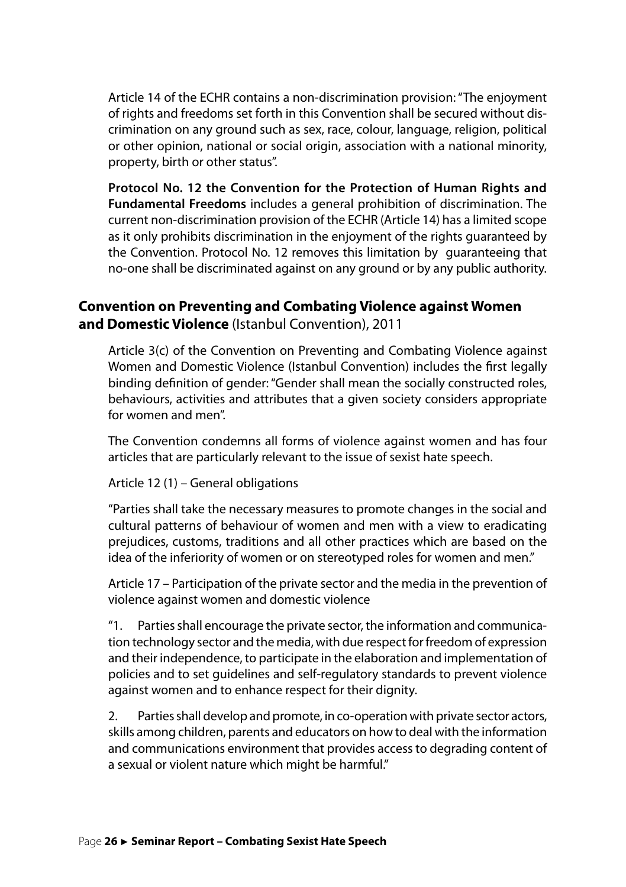Article 14 of the ECHR contains a non-discrimination provision: "The enjoyment of rights and freedoms set forth in this Convention shall be secured without discrimination on any ground such as sex, race, colour, language, religion, political or other opinion, national or social origin, association with a national minority, property, birth or other status".

**Protocol No. 12 the Convention for the Protection of Human Rights and Fundamental Freedoms** includes a general prohibition of discrimination. The current non-discrimination provision of the ECHR (Article 14) has a limited scope as it only prohibits discrimination in the enjoyment of the rights guaranteed by the Convention. Protocol No. 12 removes this limitation by guaranteeing that no-one shall be discriminated against on any ground or by any public authority.

### **Convention on Preventing and Combating Violence against Women and Domestic Violence** (Istanbul Convention), 2011

Article 3(c) of the Convention on Preventing and Combating Violence against Women and Domestic Violence (Istanbul Convention) includes the first legally binding definition of gender: "Gender shall mean the socially constructed roles, behaviours, activities and attributes that a given society considers appropriate for women and men".

The Convention condemns all forms of violence against women and has four articles that are particularly relevant to the issue of sexist hate speech.

Article 12 (1) – General obligations

"Parties shall take the necessary measures to promote changes in the social and cultural patterns of behaviour of women and men with a view to eradicating prejudices, customs, traditions and all other practices which are based on the idea of the inferiority of women or on stereotyped roles for women and men."

Article 17 – Participation of the private sector and the media in the prevention of violence against women and domestic violence

"1. Parties shall encourage the private sector, the information and communication technology sector and the media, with due respect for freedom of expression and their independence, to participate in the elaboration and implementation of policies and to set guidelines and self-regulatory standards to prevent violence against women and to enhance respect for their dignity.

2. Parties shall develop and promote, in co-operation with private sector actors, skills among children, parents and educators on how to deal with the information and communications environment that provides access to degrading content of a sexual or violent nature which might be harmful."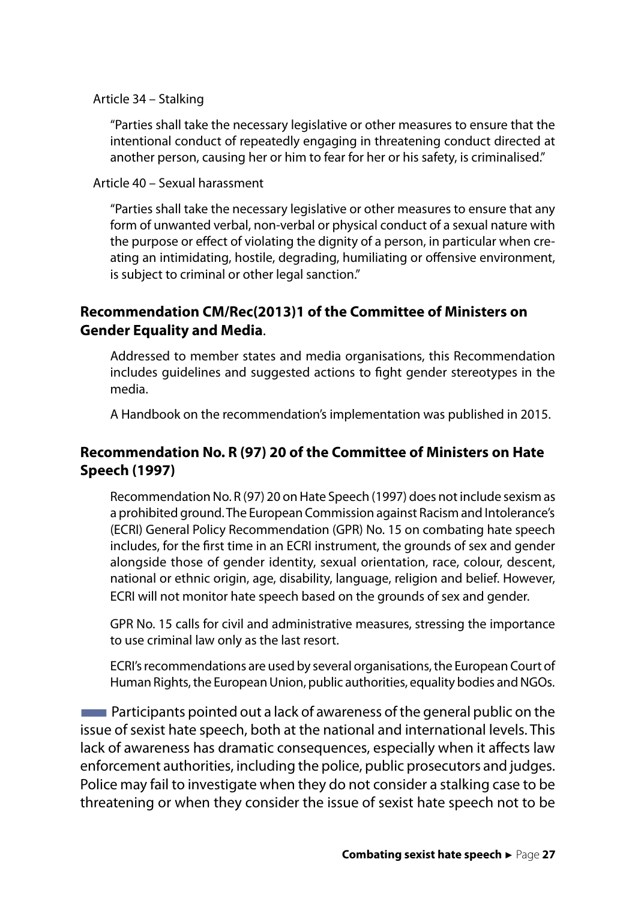Article 34 – Stalking

> "Parties shall take the necessary legislative or other measures to ensure that the intentional conduct of repeatedly engaging in threatening conduct directed at another person, causing her or him to fear for her or his safety, is criminalised."

Article 40 – Sexual harassment

> "Parties shall take the necessary legislative or other measures to ensure that any form of unwanted verbal, non-verbal or physical conduct of a sexual nature with the purpose or effect of violating the dignity of a person, in particular when creating an intimidating, hostile, degrading, humiliating or offensive environment, is subject to criminal or other legal sanction."

### Recommendation CM/Rec(2013)1 of the Committee of Ministers on Gender Equality and Media.

Addressed to member states and media organisations, this Recommendation includes guidelines and suggested actions to fight gender stereotypes in the media.

A Handbook on the recommendation's implementation was published in 2015.

### Recommendation No. R (97) 20 of the Committee of Ministers on Hate Speech (1997)

Recommendation No. R (97) 20 on Hate Speech (1997) does not include sexism as a prohibited ground. The European Commission against Racism and Intolerance's (ECRI) General Policy Recommendation (GPR) No. 15 on combating hate speech includes, for the first time in an ECRI instrument, the grounds of sex and gender alongside those of gender identity, sexual orientation, race, colour, descent, national or ethnic origin, age, disability, language, religion and belief. However, ECRI will not monitor hate speech based on the grounds of sex and gender.

GPR No. 15 calls for civil and administrative measures, stressing the importance to use criminal law only as the last resort.

ECRI's recommendations are used by several organisations, the European Court of Human Rights, the European Union, public authorities, equality bodies and NGOs.

Participants pointed out a lack of awareness of the general public on the issue of sexist hate speech, both at the national and international levels. This lack of awareness has dramatic consequences, especially when it affects law enforcement authorities, including the police, public prosecutors and judges. Police may fail to investigate when they do not consider a stalking case to be threatening or when they consider the issue of sexist hate speech not to be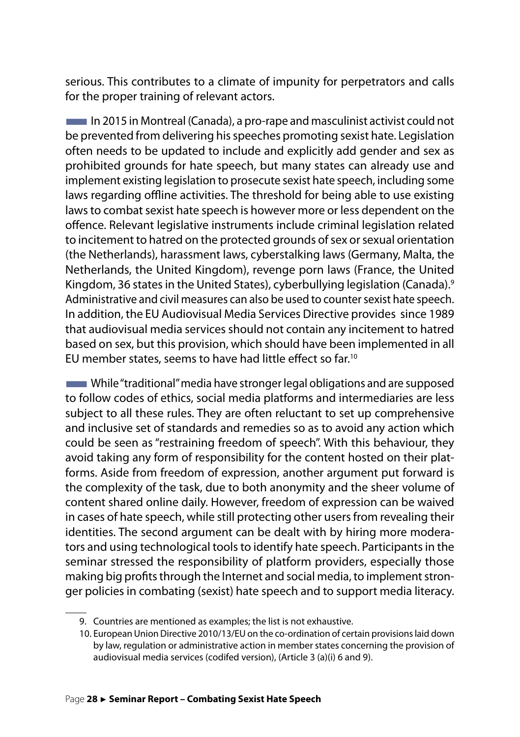serious. This contributes to a climate of impunity for perpetrators and calls for the proper training of relevant actors.

In 2015 in Montreal (Canada), a pro-rape and masculinist activist could not be prevented from delivering his speeches promoting sexist hate. Legislation often needs to be updated to include and explicitly add gender and sex as prohibited grounds for hate speech, but many states can already use and implement existing legislation to prosecute sexist hate speech, including some laws regarding offline activities. The threshold for being able to use existing laws to combat sexist hate speech is however more or less dependent on the offence. Relevant legislative instruments include criminal legislation related to incitement to hatred on the protected grounds of sex or sexual orientation (the Netherlands), harassment laws, cyberstalking laws (Germany, Malta, the Netherlands, the United Kingdom), revenge porn laws (France, the United Kingdom, 36 states in the United States), cyberbullying legislation (Canada).[9] Administrative and civil measures can also be used to counter sexist hate speech. In addition, the EU Audiovisual Media Services Directive provides since 1989 that audiovisual media services should not contain any incitement to hatred based on sex, but this provision, which should have been implemented in all EU member states, seems to have had little effect so far.[10]

While "traditional" media have stronger legal obligations and are supposed to follow codes of ethics, social media platforms and intermediaries are less subject to all these rules. They are often reluctant to set up comprehensive and inclusive set of standards and remedies so as to avoid any action which could be seen as "restraining freedom of speech". With this behaviour, they avoid taking any form of responsibility for the content hosted on their platforms. Aside from freedom of expression, another argument put forward is the complexity of the task, due to both anonymity and the sheer volume of content shared online daily. However, freedom of expression can be waived in cases of hate speech, while still protecting other users from revealing their identities. The second argument can be dealt with by hiring more moderators and using technological tools to identify hate speech. Participants in the seminar stressed the responsibility of platform providers, especially those making big profits through the Internet and social media, to implement stronger policies in combating (sexist) hate speech and to support media literacy.

9. Countries are mentioned as examples; the list is not exhaustive.

10. European Union Directive 2010/13/EU on the co-ordination of certain provisions laid down by law, regulation or administrative action in member states concerning the provision of audiovisual media services (codifed version), (Article 3 (a)(i) 6 and 9).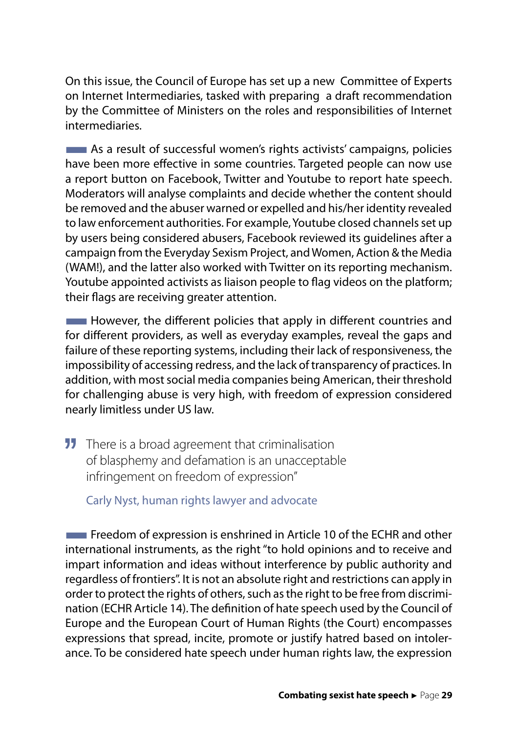On this issue, the Council of Europe has set up a new Committee of Experts on Internet Intermediaries, tasked with preparing a draft recommendation by the Committee of Ministers on the roles and responsibilities of Internet intermediaries.

As a result of successful women's rights activists' campaigns, policies have been more effective in some countries. Targeted people can now use a report button on Facebook, Twitter and Youtube to report hate speech. Moderators will analyse complaints and decide whether the content should be removed and the abuser warned or expelled and his/her identity revealed to law enforcement authorities. For example, Youtube closed channels set up by users being considered abusers, Facebook reviewed its guidelines after a campaign from the Everyday Sexism Project, and Women, Action & the Media (WAM!), and the latter also worked with Twitter on its reporting mechanism. Youtube appointed activists as liaison people to flag videos on the platform; their flags are receiving greater attention.

However, the different policies that apply in different countries and for different providers, as well as everyday examples, reveal the gaps and failure of these reporting systems, including their lack of responsiveness, the impossibility of accessing redress, and the lack of transparency of practices. In addition, with most social media companies being American, their threshold for challenging abuse is very high, with freedom of expression considered nearly limitless under US law.

> There is a broad agreement that criminalisation of blasphemy and defamation is an unacceptable infringement on freedom of expression"
>
> Carly Nyst, human rights lawyer and advocate

Freedom of expression is enshrined in Article 10 of the ECHR and other international instruments, as the right "to hold opinions and to receive and impart information and ideas without interference by public authority and regardless of frontiers". It is not an absolute right and restrictions can apply in order to protect the rights of others, such as the right to be free from discrimination (ECHR Article 14). The definition of hate speech used by the Council of Europe and the European Court of Human Rights (the Court) encompasses expressions that spread, incite, promote or justify hatred based on intolerance. To be considered hate speech under human rights law, the expression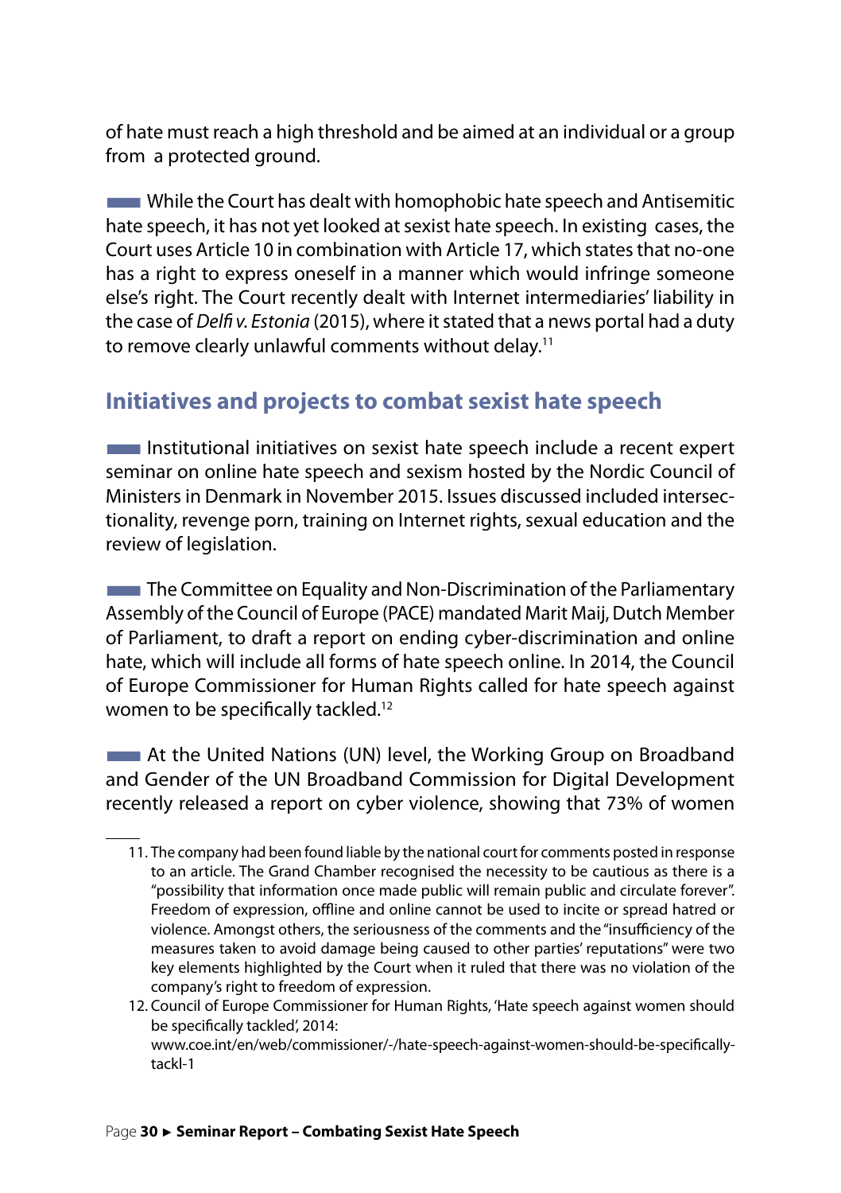of hate must reach a high threshold and be aimed at an individual or a group from a protected ground.

While the Court has dealt with homophobic hate speech and Antisemitic hate speech, it has not yet looked at sexist hate speech. In existing cases, the Court uses Article 10 in combination with Article 17, which states that no-one has a right to express oneself in a manner which would infringe someone else's right. The Court recently dealt with Internet intermediaries' liability in the case of *Delfi v. Estonia* (2015), where it stated that a news portal had a duty to remove clearly unlawful comments without delay.[11]

## Initiatives and projects to combat sexist hate speech

Institutional initiatives on sexist hate speech include a recent expert seminar on online hate speech and sexism hosted by the Nordic Council of Ministers in Denmark in November 2015. Issues discussed included intersectionality, revenge porn, training on Internet rights, sexual education and the review of legislation.

The Committee on Equality and Non-Discrimination of the Parliamentary Assembly of the Council of Europe (PACE) mandated Marit Maij, Dutch Member of Parliament, to draft a report on ending cyber-discrimination and online hate, which will include all forms of hate speech online. In 2014, the Council of Europe Commissioner for Human Rights called for hate speech against women to be specifically tackled.[12]

At the United Nations (UN) level, the Working Group on Broadband and Gender of the UN Broadband Commission for Digital Development recently released a report on cyber violence, showing that 73% of women

---

11. The company had been found liable by the national court for comments posted in response to an article. The Grand Chamber recognised the necessity to be cautious as there is a "possibility that information once made public will remain public and circulate forever". Freedom of expression, offline and online cannot be used to incite or spread hatred or violence. Amongst others, the seriousness of the comments and the "insufficiency of the measures taken to avoid damage being caused to other parties' reputations" were two key elements highlighted by the Court when it ruled that there was no violation of the company's right to freedom of expression.
12. Council of Europe Commissioner for Human Rights, 'Hate speech against women should be specifically tackled', 2014: www.coe.int/en/web/commissioner/-/hate-speech-against-women-should-be-specifically-tackl-1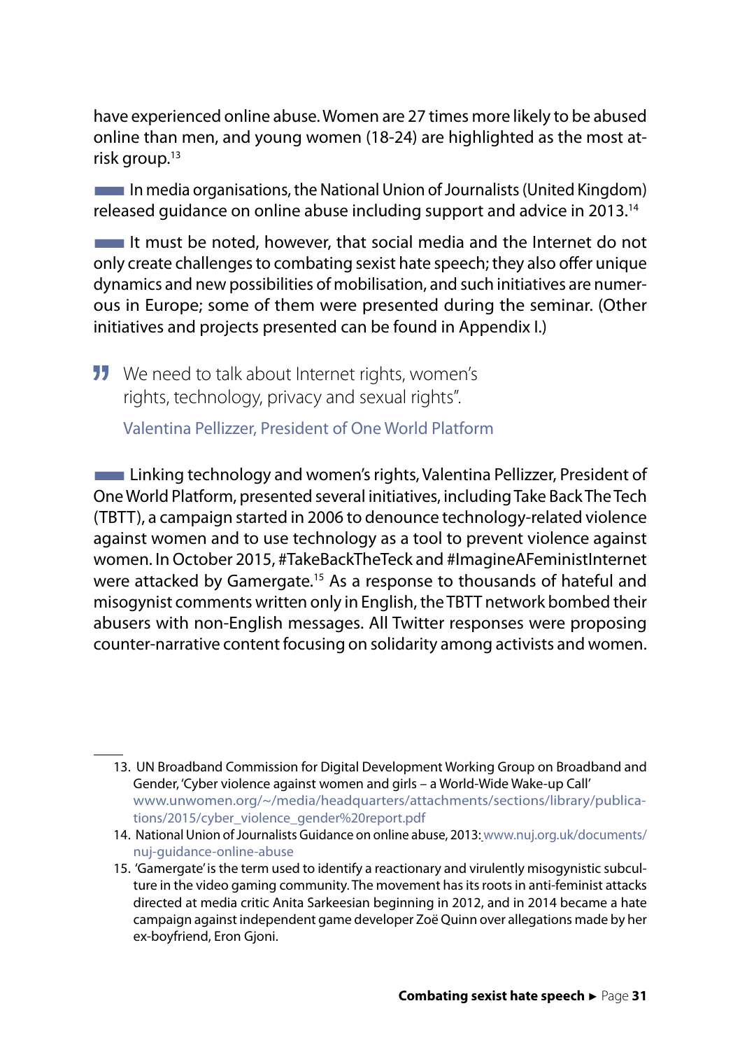have experienced online abuse. Women are 27 times more likely to be abused online than men, and young women (18-24) are highlighted as the most at-risk group.[13]

In media organisations, the National Union of Journalists (United Kingdom) released guidance on online abuse including support and advice in 2013.[14]

It must be noted, however, that social media and the Internet do not only create challenges to combating sexist hate speech; they also offer unique dynamics and new possibilities of mobilisation, and such initiatives are numerous in Europe; some of them were presented during the seminar. (Other initiatives and projects presented can be found in Appendix I.)

> We need to talk about Internet rights, women's rights, technology, privacy and sexual rights".
>
> Valentina Pellizzer, President of One World Platform

Linking technology and women's rights, Valentina Pellizzer, President of One World Platform, presented several initiatives, including Take Back The Tech (TBTT), a campaign started in 2006 to denounce technology-related violence against women and to use technology as a tool to prevent violence against women. In October 2015, #TakeBackTheTeck and #ImagineAFeministInternet were attacked by Gamergate.[15] As a response to thousands of hateful and misogynist comments written only in English, the TBTT network bombed their abusers with non-English messages. All Twitter responses were proposing counter-narrative content focusing on solidarity among activists and women.

---

13. UN Broadband Commission for Digital Development Working Group on Broadband and Gender, 'Cyber violence against women and girls – a World-Wide Wake-up Call' www.unwomen.org/~/media/headquarters/attachments/sections/library/publications/2015/cyber_violence_gender%20report.pdf
14. National Union of Journalists Guidance on online abuse, 2013: www.nuj.org.uk/documents/nuj-guidance-online-abuse
15. 'Gamergate' is the term used to identify a reactionary and virulently misogynistic subculture in the video gaming community. The movement has its roots in anti-feminist attacks directed at media critic Anita Sarkeesian beginning in 2012, and in 2014 became a hate campaign against independent game developer Zoë Quinn over allegations made by her ex-boyfriend, Eron Gjoni.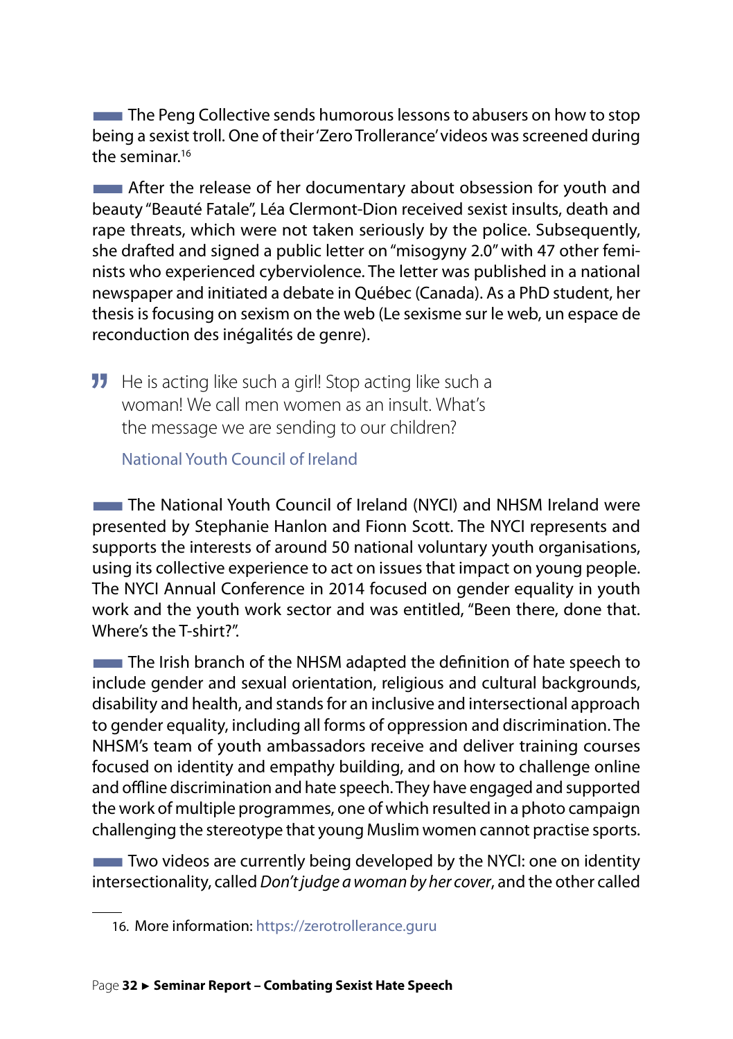The Peng Collective sends humorous lessons to abusers on how to stop being a sexist troll. One of their 'Zero Trollerance' videos was screened during the seminar.[16]

After the release of her documentary about obsession for youth and beauty "Beauté Fatale", Léa Clermont-Dion received sexist insults, death and rape threats, which were not taken seriously by the police. Subsequently, she drafted and signed a public letter on "misogyny 2.0" with 47 other feminists who experienced cyberviolence. The letter was published in a national newspaper and initiated a debate in Québec (Canada). As a PhD student, her thesis is focusing on sexism on the web (Le sexisme sur le web, un espace de reconduction des inégalités de genre).

> He is acting like such a girl! Stop acting like such a woman! We call men women as an insult. What's the message we are sending to our children?
>
> National Youth Council of Ireland

The National Youth Council of Ireland (NYCI) and NHSM Ireland were presented by Stephanie Hanlon and Fionn Scott. The NYCI represents and supports the interests of around 50 national voluntary youth organisations, using its collective experience to act on issues that impact on young people. The NYCI Annual Conference in 2014 focused on gender equality in youth work and the youth work sector and was entitled, "Been there, done that. Where's the T-shirt?".

The Irish branch of the NHSM adapted the definition of hate speech to include gender and sexual orientation, religious and cultural backgrounds, disability and health, and stands for an inclusive and intersectional approach to gender equality, including all forms of oppression and discrimination. The NHSM's team of youth ambassadors receive and deliver training courses focused on identity and empathy building, and on how to challenge online and offline discrimination and hate speech. They have engaged and supported the work of multiple programmes, one of which resulted in a photo campaign challenging the stereotype that young Muslim women cannot practise sports.

Two videos are currently being developed by the NYCI: one on identity intersectionality, called *Don't judge a woman by her cover*, and the other called

---

16. More information: https://zerotrollerance.guru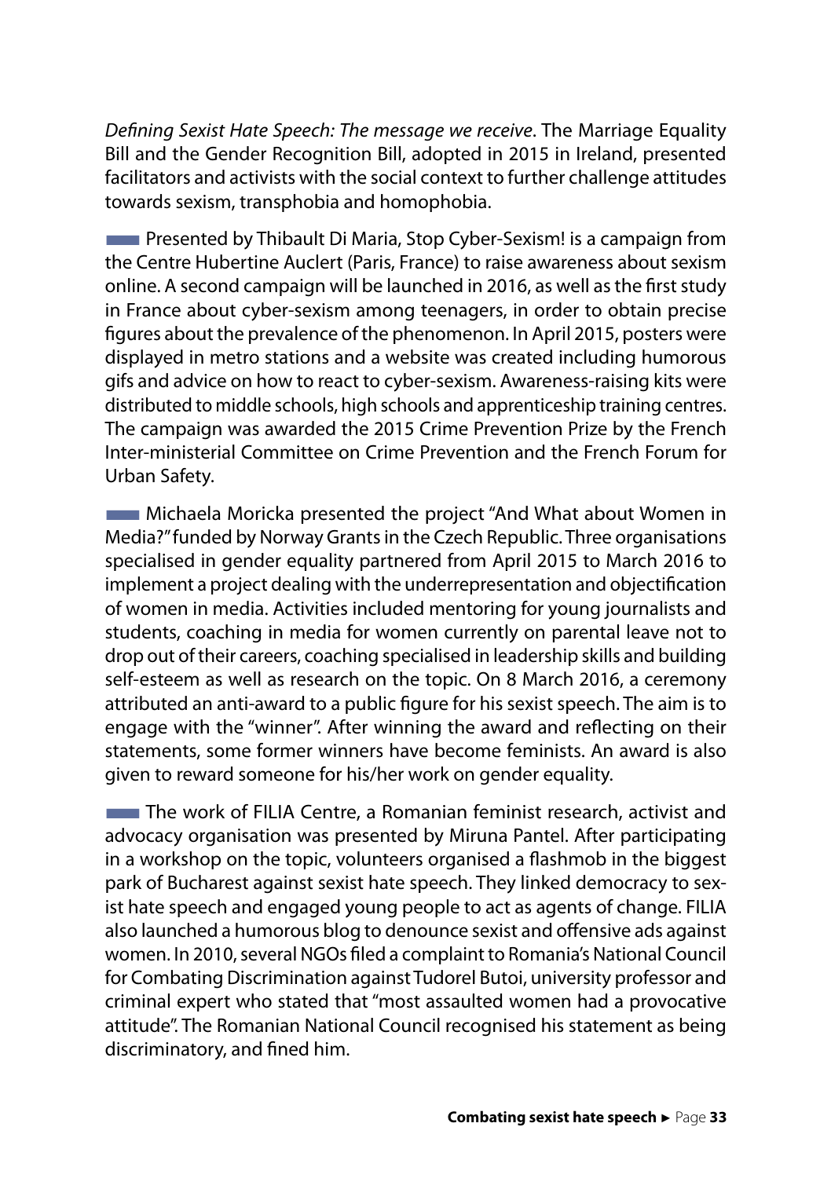*Defining Sexist Hate Speech: The message we receive*. The Marriage Equality Bill and the Gender Recognition Bill, adopted in 2015 in Ireland, presented facilitators and activists with the social context to further challenge attitudes towards sexism, transphobia and homophobia.

Presented by Thibault Di Maria, Stop Cyber-Sexism! is a campaign from the Centre Hubertine Auclert (Paris, France) to raise awareness about sexism online. A second campaign will be launched in 2016, as well as the first study in France about cyber-sexism among teenagers, in order to obtain precise figures about the prevalence of the phenomenon. In April 2015, posters were displayed in metro stations and a website was created including humorous gifs and advice on how to react to cyber-sexism. Awareness-raising kits were distributed to middle schools, high schools and apprenticeship training centres. The campaign was awarded the 2015 Crime Prevention Prize by the French Inter-ministerial Committee on Crime Prevention and the French Forum for Urban Safety.

Michaela Moricka presented the project "And What about Women in Media?" funded by Norway Grants in the Czech Republic. Three organisations specialised in gender equality partnered from April 2015 to March 2016 to implement a project dealing with the underrepresentation and objectification of women in media. Activities included mentoring for young journalists and students, coaching in media for women currently on parental leave not to drop out of their careers, coaching specialised in leadership skills and building self-esteem as well as research on the topic. On 8 March 2016, a ceremony attributed an anti-award to a public figure for his sexist speech. The aim is to engage with the "winner". After winning the award and reflecting on their statements, some former winners have become feminists. An award is also given to reward someone for his/her work on gender equality.

The work of FILIA Centre, a Romanian feminist research, activist and advocacy organisation was presented by Miruna Pantel. After participating in a workshop on the topic, volunteers organised a flashmob in the biggest park of Bucharest against sexist hate speech. They linked democracy to sexist hate speech and engaged young people to act as agents of change. FILIA also launched a humorous blog to denounce sexist and offensive ads against women. In 2010, several NGOs filed a complaint to Romania's National Council for Combating Discrimination against Tudorel Butoi, university professor and criminal expert who stated that "most assaulted women had a provocative attitude". The Romanian National Council recognised his statement as being discriminatory, and fined him.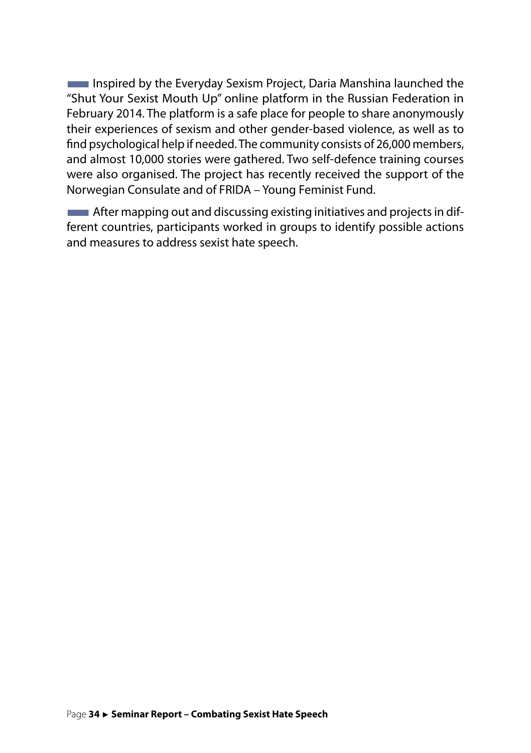Inspired by the Everyday Sexism Project, Daria Manshina launched the "Shut Your Sexist Mouth Up" online platform in the Russian Federation in February 2014. The platform is a safe place for people to share anonymously their experiences of sexism and other gender-based violence, as well as to find psychological help if needed. The community consists of 26,000 members, and almost 10,000 stories were gathered. Two self-defence training courses were also organised. The project has recently received the support of the Norwegian Consulate and of FRIDA – Young Feminist Fund.

After mapping out and discussing existing initiatives and projects in different countries, participants worked in groups to identify possible actions and measures to address sexist hate speech.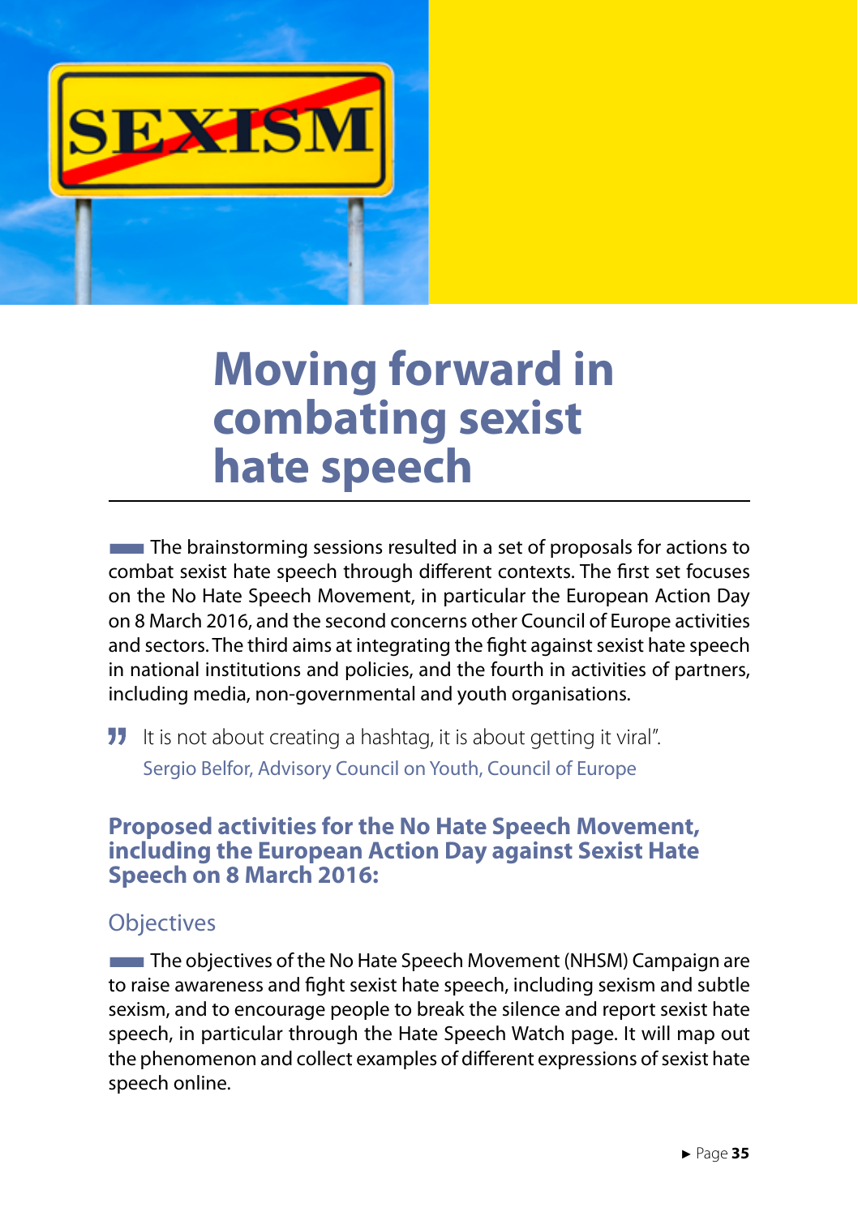# Moving forward in combating sexist hate speech

The brainstorming sessions resulted in a set of proposals for actions to combat sexist hate speech through different contexts. The first set focuses on the No Hate Speech Movement, in particular the European Action Day on 8 March 2016, and the second concerns other Council of Europe activities and sectors. The third aims at integrating the fight against sexist hate speech in national institutions and policies, and the fourth in activities of partners, including media, non-governmental and youth organisations.

> It is not about creating a hashtag, it is about getting it viral".
>
> Sergio Belfor, Advisory Council on Youth, Council of Europe

## Proposed activities for the No Hate Speech Movement, including the European Action Day against Sexist Hate Speech on 8 March 2016:

### Objectives

The objectives of the No Hate Speech Movement (NHSM) Campaign are to raise awareness and fight sexist hate speech, including sexism and subtle sexism, and to encourage people to break the silence and report sexist hate speech, in particular through the Hate Speech Watch page. It will map out the phenomenon and collect examples of different expressions of sexist hate speech online.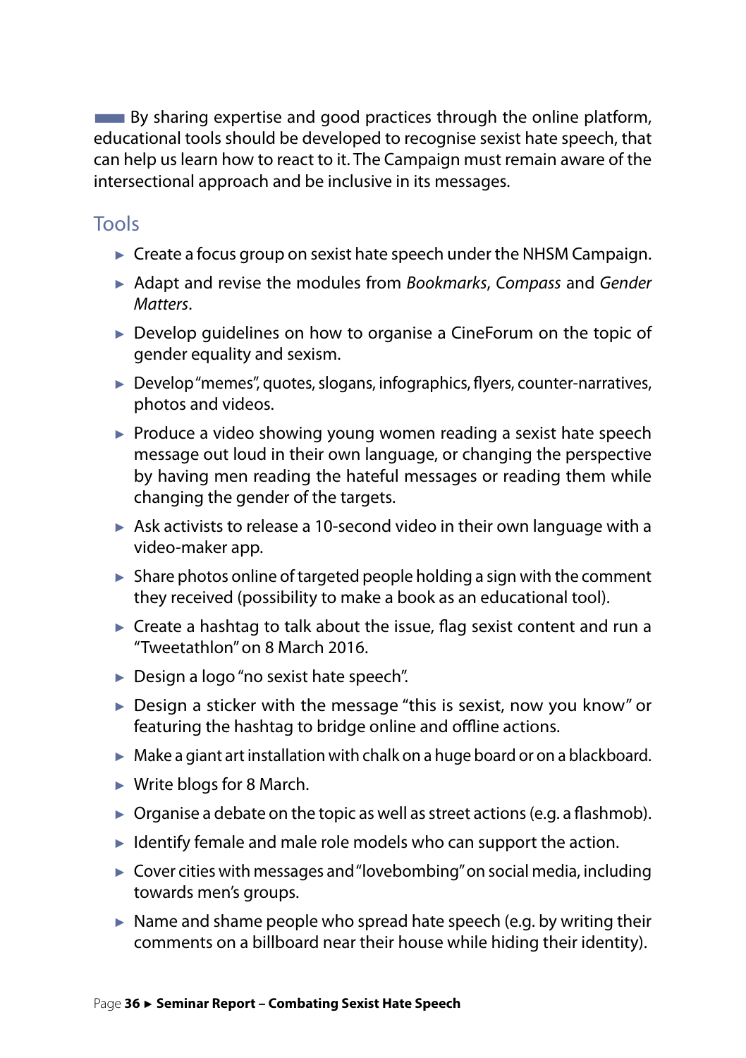By sharing expertise and good practices through the online platform, educational tools should be developed to recognise sexist hate speech, that can help us learn how to react to it. The Campaign must remain aware of the intersectional approach and be inclusive in its messages.

## Tools

- Create a focus group on sexist hate speech under the NHSM Campaign.
- Adapt and revise the modules from *Bookmarks*, *Compass* and *Gender Matters*.
- Develop guidelines on how to organise a CineForum on the topic of gender equality and sexism.
- Develop "memes", quotes, slogans, infographics, flyers, counter-narratives, photos and videos.
- Produce a video showing young women reading a sexist hate speech message out loud in their own language, or changing the perspective by having men reading the hateful messages or reading them while changing the gender of the targets.
- Ask activists to release a 10-second video in their own language with a video-maker app.
- Share photos online of targeted people holding a sign with the comment they received (possibility to make a book as an educational tool).
- Create a hashtag to talk about the issue, flag sexist content and run a "Tweetathlon" on 8 March 2016.
- Design a logo "no sexist hate speech".
- Design a sticker with the message "this is sexist, now you know" or featuring the hashtag to bridge online and offline actions.
- Make a giant art installation with chalk on a huge board or on a blackboard.
- Write blogs for 8 March.
- Organise a debate on the topic as well as street actions (e.g. a flashmob).
- Identify female and male role models who can support the action.
- Cover cities with messages and "lovebombing" on social media, including towards men's groups.
- Name and shame people who spread hate speech (e.g. by writing their comments on a billboard near their house while hiding their identity).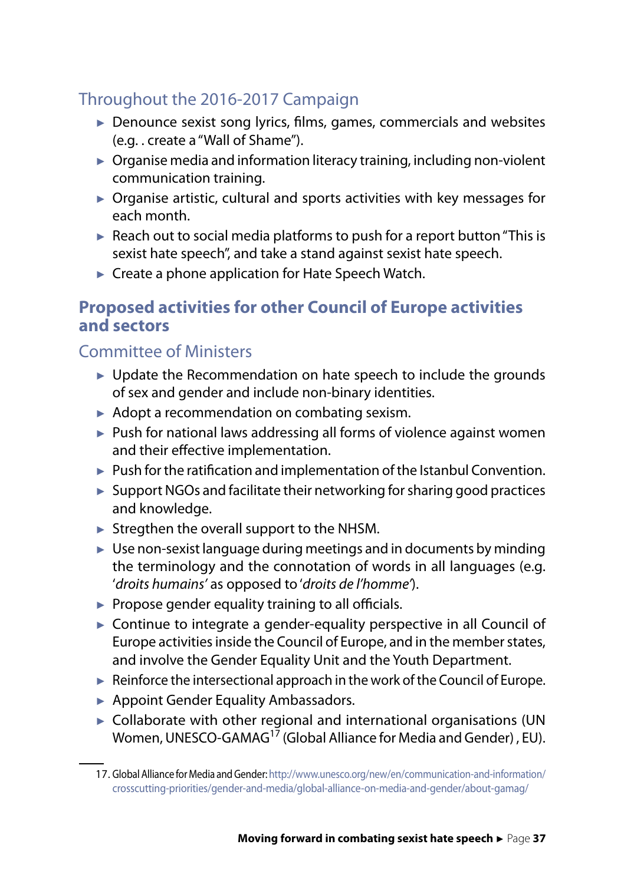### Throughout the 2016-2017 Campaign

- Denounce sexist song lyrics, films, games, commercials and websites (e.g. . create a "Wall of Shame").
- Organise media and information literacy training, including non-violent communication training.
- Organise artistic, cultural and sports activities with key messages for each month.
- Reach out to social media platforms to push for a report button "This is sexist hate speech", and take a stand against sexist hate speech.
- Create a phone application for Hate Speech Watch.

## Proposed activities for other Council of Europe activities and sectors

### Committee of Ministers

- Update the Recommendation on hate speech to include the grounds of sex and gender and include non-binary identities.
- Adopt a recommendation on combating sexism.
- Push for national laws addressing all forms of violence against women and their effective implementation.
- Push for the ratification and implementation of the Istanbul Convention.
- Support NGOs and facilitate their networking for sharing good practices and knowledge.
- Stregthen the overall support to the NHSM.
- Use non-sexist language during meetings and in documents by minding the terminology and the connotation of words in all languages (e.g. '*droits humains'* as opposed to '*droits de l'homme'*).
- Propose gender equality training to all officials.
- Continue to integrate a gender-equality perspective in all Council of Europe activities inside the Council of Europe, and in the member states, and involve the Gender Equality Unit and the Youth Department.
- Reinforce the intersectional approach in the work of the Council of Europe.
- Appoint Gender Equality Ambassadors.
- Collaborate with other regional and international organisations (UN Women, UNESCO-GAMAG[17] (Global Alliance for Media and Gender) , EU).

---

17. Global Alliance for Media and Gender: http://www.unesco.org/new/en/communication-and-information/crosscutting-priorities/gender-and-media/global-alliance-on-media-and-gender/about-gamag/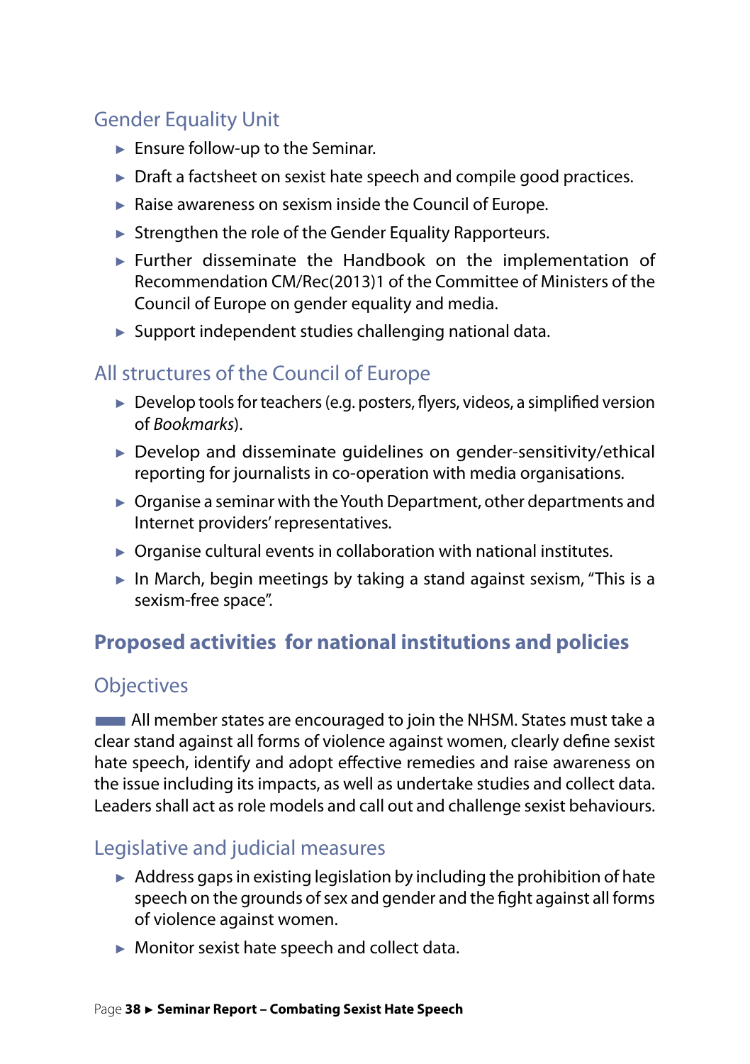### Gender Equality Unit

- Ensure follow-up to the Seminar.
- Draft a factsheet on sexist hate speech and compile good practices.
- Raise awareness on sexism inside the Council of Europe.
- Strengthen the role of the Gender Equality Rapporteurs.
- Further disseminate the Handbook on the implementation of Recommendation CM/Rec(2013)1 of the Committee of Ministers of the Council of Europe on gender equality and media.
- Support independent studies challenging national data.

### All structures of the Council of Europe

- Develop tools for teachers (e.g. posters, flyers, videos, a simplified version of *Bookmarks*).
- Develop and disseminate guidelines on gender-sensitivity/ethical reporting for journalists in co-operation with media organisations.
- Organise a seminar with the Youth Department, other departments and Internet providers' representatives.
- Organise cultural events in collaboration with national institutes.
- In March, begin meetings by taking a stand against sexism, "This is a sexism-free space".

## Proposed activities for national institutions and policies

### Objectives

All member states are encouraged to join the NHSM. States must take a clear stand against all forms of violence against women, clearly define sexist hate speech, identify and adopt effective remedies and raise awareness on the issue including its impacts, as well as undertake studies and collect data. Leaders shall act as role models and call out and challenge sexist behaviours.

### Legislative and judicial measures

- Address gaps in existing legislation by including the prohibition of hate speech on the grounds of sex and gender and the fight against all forms of violence against women.
- Monitor sexist hate speech and collect data.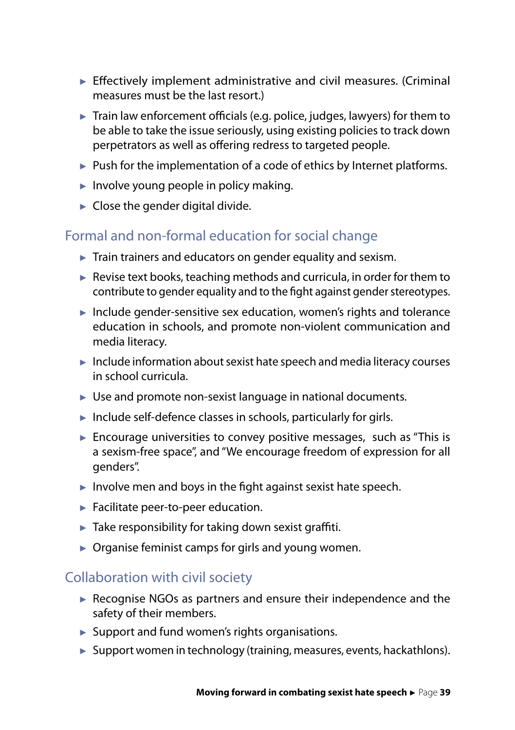- Effectively implement administrative and civil measures. (Criminal measures must be the last resort.)
- Train law enforcement officials (e.g. police, judges, lawyers) for them to be able to take the issue seriously, using existing policies to track down perpetrators as well as offering redress to targeted people.
- Push for the implementation of a code of ethics by Internet platforms.
- Involve young people in policy making.
- Close the gender digital divide.

## Formal and non-formal education for social change

- Train trainers and educators on gender equality and sexism.
- Revise text books, teaching methods and curricula, in order for them to contribute to gender equality and to the fight against gender stereotypes.
- Include gender-sensitive sex education, women's rights and tolerance education in schools, and promote non-violent communication and media literacy.
- Include information about sexist hate speech and media literacy courses in school curricula.
- Use and promote non-sexist language in national documents.
- Include self-defence classes in schools, particularly for girls.
- Encourage universities to convey positive messages, such as "This is a sexism-free space", and "We encourage freedom of expression for all genders".
- Involve men and boys in the fight against sexist hate speech.
- Facilitate peer-to-peer education.
- Take responsibility for taking down sexist graffiti.
- Organise feminist camps for girls and young women.

## Collaboration with civil society

- Recognise NGOs as partners and ensure their independence and the safety of their members.
- Support and fund women's rights organisations.
- Support women in technology (training, measures, events, hackathlons).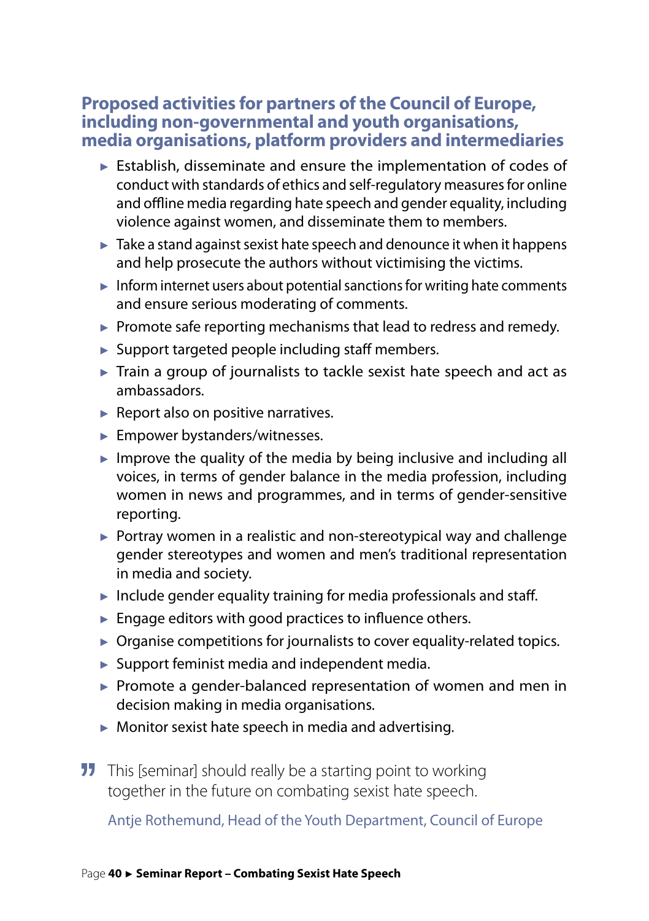### Proposed activities for partners of the Council of Europe, including non-governmental and youth organisations, media organisations, platform providers and intermediaries

- Establish, disseminate and ensure the implementation of codes of conduct with standards of ethics and self-regulatory measures for online and offline media regarding hate speech and gender equality, including violence against women, and disseminate them to members.
- Take a stand against sexist hate speech and denounce it when it happens and help prosecute the authors without victimising the victims.
- Inform internet users about potential sanctions for writing hate comments and ensure serious moderating of comments.
- Promote safe reporting mechanisms that lead to redress and remedy.
- Support targeted people including staff members.
- Train a group of journalists to tackle sexist hate speech and act as ambassadors.
- Report also on positive narratives.
- Empower bystanders/witnesses.
- Improve the quality of the media by being inclusive and including all voices, in terms of gender balance in the media profession, including women in news and programmes, and in terms of gender-sensitive reporting.
- Portray women in a realistic and non-stereotypical way and challenge gender stereotypes and women and men's traditional representation in media and society.
- Include gender equality training for media professionals and staff.
- Engage editors with good practices to influence others.
- Organise competitions for journalists to cover equality-related topics.
- Support feminist media and independent media.
- Promote a gender-balanced representation of women and men in decision making in media organisations.
- Monitor sexist hate speech in media and advertising.

> This [seminar] should really be a starting point to working together in the future on combating sexist hate speech.
>
> Antje Rothemund, Head of the Youth Department, Council of Europe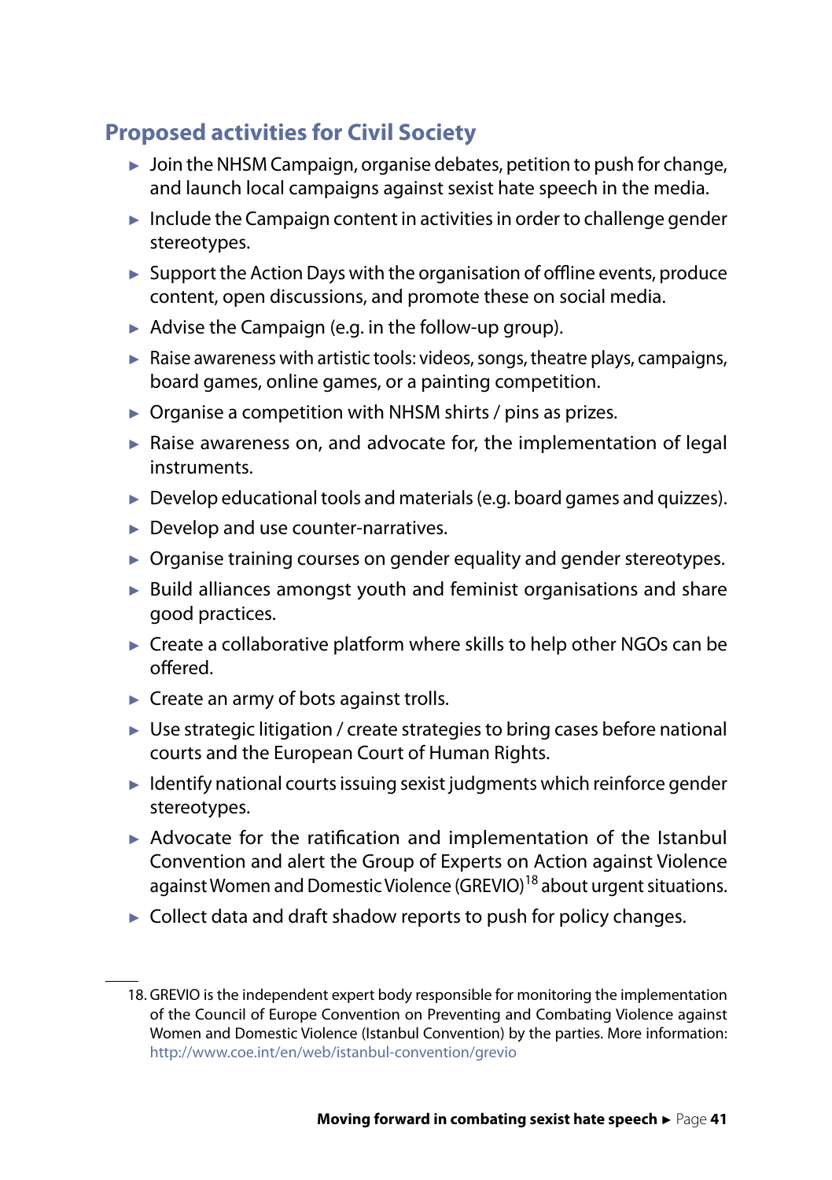## Proposed activities for Civil Society

- Join the NHSM Campaign, organise debates, petition to push for change, and launch local campaigns against sexist hate speech in the media.
- Include the Campaign content in activities in order to challenge gender stereotypes.
- Support the Action Days with the organisation of offline events, produce content, open discussions, and promote these on social media.
- Advise the Campaign (e.g. in the follow-up group).
- Raise awareness with artistic tools: videos, songs, theatre plays, campaigns, board games, online games, or a painting competition.
- Organise a competition with NHSM shirts / pins as prizes.
- Raise awareness on, and advocate for, the implementation of legal instruments.
- Develop educational tools and materials (e.g. board games and quizzes).
- Develop and use counter-narratives.
- Organise training courses on gender equality and gender stereotypes.
- Build alliances amongst youth and feminist organisations and share good practices.
- Create a collaborative platform where skills to help other NGOs can be offered.
- Create an army of bots against trolls.
- Use strategic litigation / create strategies to bring cases before national courts and the European Court of Human Rights.
- Identify national courts issuing sexist judgments which reinforce gender stereotypes.
- Advocate for the ratification and implementation of the Istanbul Convention and alert the Group of Experts on Action against Violence against Women and Domestic Violence (GREVIO)[18] about urgent situations.
- Collect data and draft shadow reports to push for policy changes.

---

18. GREVIO is the independent expert body responsible for monitoring the implementation of the Council of Europe Convention on Preventing and Combating Violence against Women and Domestic Violence (Istanbul Convention) by the parties. More information: http://www.coe.int/en/web/istanbul-convention/grevio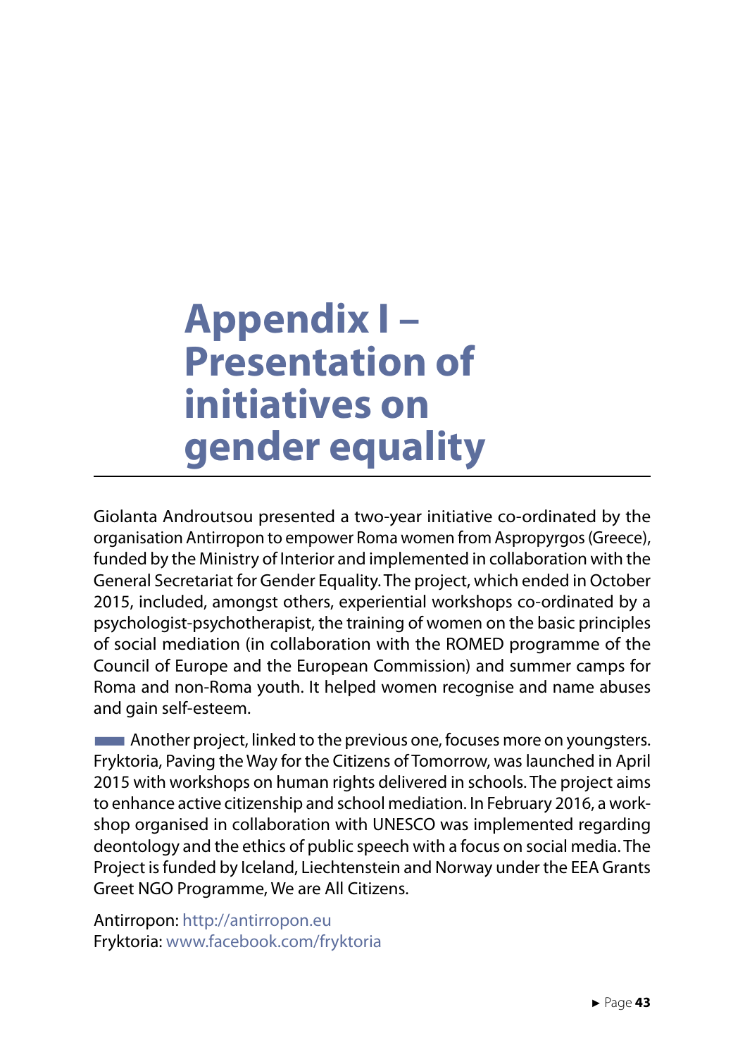# Appendix I – Presentation of initiatives on gender equality

Giolanta Androutsou presented a two-year initiative co-ordinated by the organisation Antirropon to empower Roma women from Aspropyrgos (Greece), funded by the Ministry of Interior and implemented in collaboration with the General Secretariat for Gender Equality. The project, which ended in October 2015, included, amongst others, experiential workshops co-ordinated by a psychologist-psychotherapist, the training of women on the basic principles of social mediation (in collaboration with the ROMED programme of the Council of Europe and the European Commission) and summer camps for Roma and non-Roma youth. It helped women recognise and name abuses and gain self-esteem.

Another project, linked to the previous one, focuses more on youngsters. Fryktoria, Paving the Way for the Citizens of Tomorrow, was launched in April 2015 with workshops on human rights delivered in schools. The project aims to enhance active citizenship and school mediation. In February 2016, a workshop organised in collaboration with UNESCO was implemented regarding deontology and the ethics of public speech with a focus on social media. The Project is funded by Iceland, Liechtenstein and Norway under the EEA Grants Greet NGO Programme, We are All Citizens.

Antirropon: http://antirropon.eu
Fryktoria: www.facebook.com/fryktoria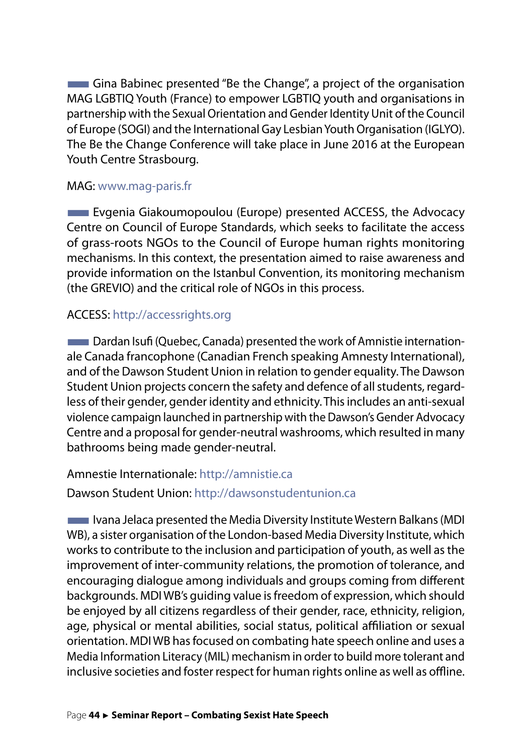Gina Babinec presented "Be the Change", a project of the organisation MAG LGBTIQ Youth (France) to empower LGBTIQ youth and organisations in partnership with the Sexual Orientation and Gender Identity Unit of the Council of Europe (SOGI) and the International Gay Lesbian Youth Organisation (IGLYO). The Be the Change Conference will take place in June 2016 at the European Youth Centre Strasbourg.

MAG: www.mag-paris.fr

Evgenia Giakoumopoulou (Europe) presented ACCESS, the Advocacy Centre on Council of Europe Standards, which seeks to facilitate the access of grass-roots NGOs to the Council of Europe human rights monitoring mechanisms. In this context, the presentation aimed to raise awareness and provide information on the Istanbul Convention, its monitoring mechanism (the GREVIO) and the critical role of NGOs in this process.

ACCESS: http://accessrights.org

Dardan Isufi (Quebec, Canada) presented the work of Amnistie internationale Canada francophone (Canadian French speaking Amnesty International), and of the Dawson Student Union in relation to gender equality. The Dawson Student Union projects concern the safety and defence of all students, regardless of their gender, gender identity and ethnicity. This includes an anti-sexual violence campaign launched in partnership with the Dawson's Gender Advocacy Centre and a proposal for gender-neutral washrooms, which resulted in many bathrooms being made gender-neutral.

Amnestie Internationale: http://amnistie.ca

Dawson Student Union: http://dawsonstudentunion.ca

Ivana Jelaca presented the Media Diversity Institute Western Balkans (MDI WB), a sister organisation of the London-based Media Diversity Institute, which works to contribute to the inclusion and participation of youth, as well as the improvement of inter-community relations, the promotion of tolerance, and encouraging dialogue among individuals and groups coming from different backgrounds. MDI WB's guiding value is freedom of expression, which should be enjoyed by all citizens regardless of their gender, race, ethnicity, religion, age, physical or mental abilities, social status, political affiliation or sexual orientation. MDI WB has focused on combating hate speech online and uses a Media Information Literacy (MIL) mechanism in order to build more tolerant and inclusive societies and foster respect for human rights online as well as offline.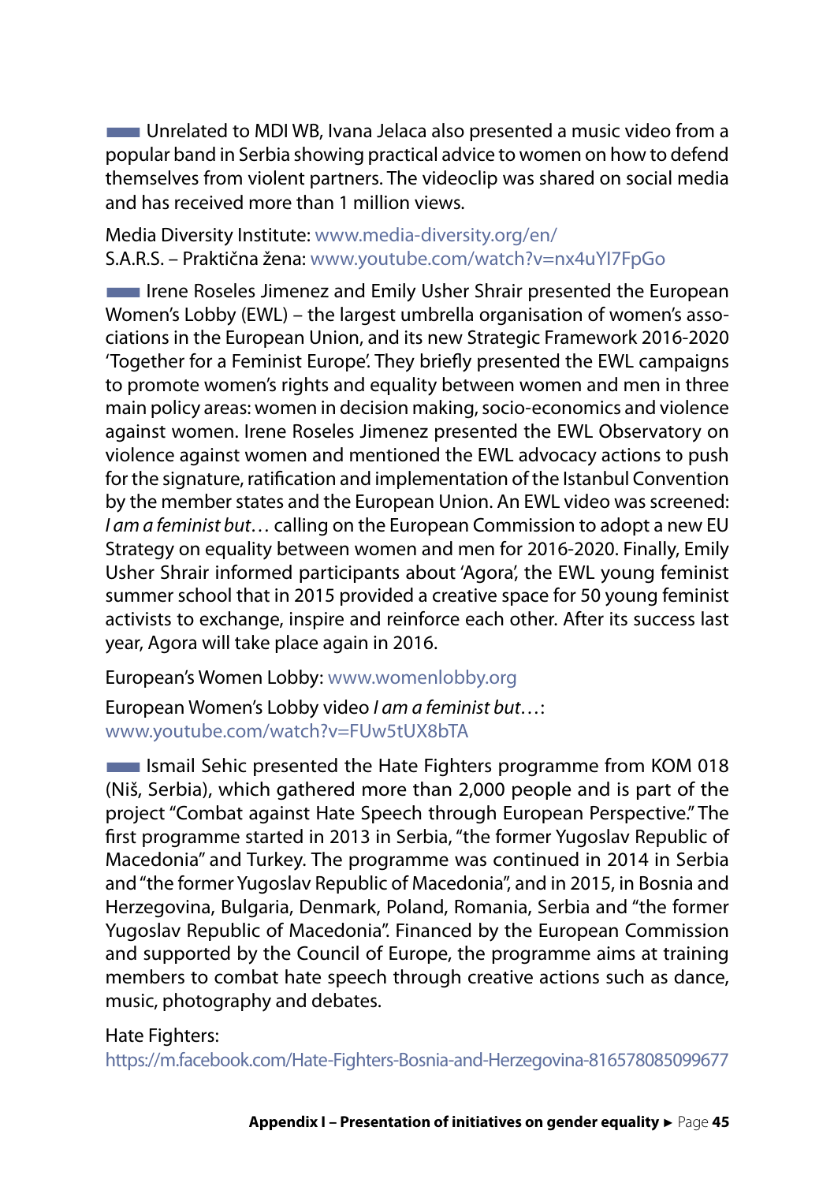Unrelated to MDI WB, Ivana Jelaca also presented a music video from a popular band in Serbia showing practical advice to women on how to defend themselves from violent partners. The videoclip was shared on social media and has received more than 1 million views.

Media Diversity Institute: www.media-diversity.org/en/
S.A.R.S. – Praktična žena: www.youtube.com/watch?v=nx4uYl7FpGo

Irene Roseles Jimenez and Emily Usher Shrair presented the European Women's Lobby (EWL) – the largest umbrella organisation of women's associations in the European Union, and its new Strategic Framework 2016-2020 'Together for a Feminist Europe'. They briefly presented the EWL campaigns to promote women's rights and equality between women and men in three main policy areas: women in decision making, socio-economics and violence against women. Irene Roseles Jimenez presented the EWL Observatory on violence against women and mentioned the EWL advocacy actions to push for the signature, ratification and implementation of the Istanbul Convention by the member states and the European Union. An EWL video was screened: *I am a feminist but*… calling on the European Commission to adopt a new EU Strategy on equality between women and men for 2016-2020. Finally, Emily Usher Shrair informed participants about 'Agora', the EWL young feminist summer school that in 2015 provided a creative space for 50 young feminist activists to exchange, inspire and reinforce each other. After its success last year, Agora will take place again in 2016.

European's Women Lobby: www.womenlobby.org

European Women's Lobby video *I am a feminist but*…:
www.youtube.com/watch?v=FUw5tUX8bTA

Ismail Sehic presented the Hate Fighters programme from KOM 018 (Niš, Serbia), which gathered more than 2,000 people and is part of the project "Combat against Hate Speech through European Perspective." The first programme started in 2013 in Serbia, "the former Yugoslav Republic of Macedonia" and Turkey. The programme was continued in 2014 in Serbia and "the former Yugoslav Republic of Macedonia", and in 2015, in Bosnia and Herzegovina, Bulgaria, Denmark, Poland, Romania, Serbia and "the former Yugoslav Republic of Macedonia". Financed by the European Commission and supported by the Council of Europe, the programme aims at training members to combat hate speech through creative actions such as dance, music, photography and debates.

Hate Fighters:
https://m.facebook.com/Hate-Fighters-Bosnia-and-Herzegovina-816578085099677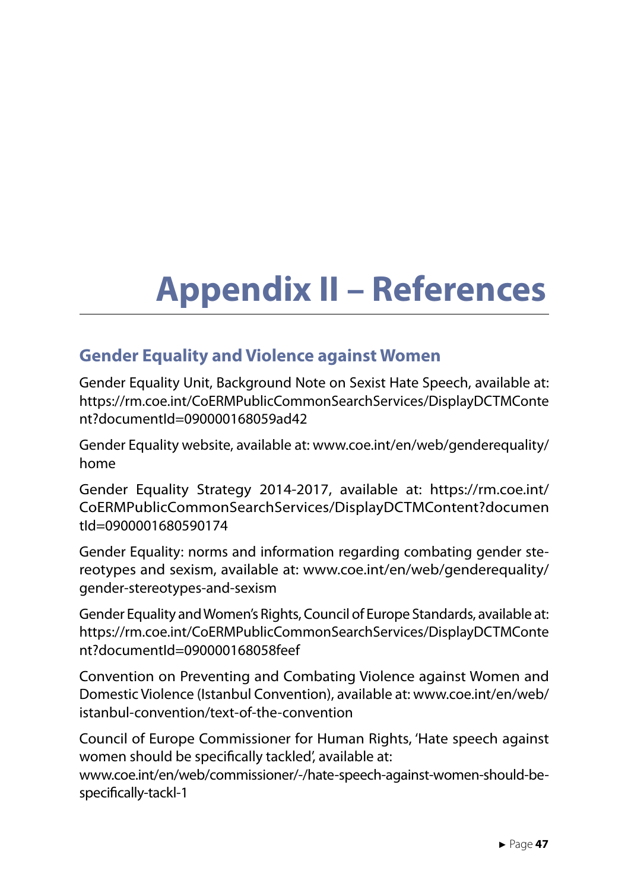# Appendix II – References

## Gender Equality and Violence against Women

Gender Equality Unit, Background Note on Sexist Hate Speech, available at: https://rm.coe.int/CoERMPublicCommonSearchServices/DisplayDCTMContent?documentId=090000168059ad42

Gender Equality website, available at: www.coe.int/en/web/genderequality/home

Gender Equality Strategy 2014-2017, available at: https://rm.coe.int/CoERMPublicCommonSearchServices/DisplayDCTMContent?documentId=0900001680590174

Gender Equality: norms and information regarding combating gender stereotypes and sexism, available at: www.coe.int/en/web/genderequality/gender-stereotypes-and-sexism

Gender Equality and Women's Rights, Council of Europe Standards, available at: https://rm.coe.int/CoERMPublicCommonSearchServices/DisplayDCTMContent?documentId=090000168058feef

Convention on Preventing and Combating Violence against Women and Domestic Violence (Istanbul Convention), available at: www.coe.int/en/web/istanbul-convention/text-of-the-convention

Council of Europe Commissioner for Human Rights, 'Hate speech against women should be specifically tackled', available at: www.coe.int/en/web/commissioner/-/hate-speech-against-women-should-be-specifically-tackl-1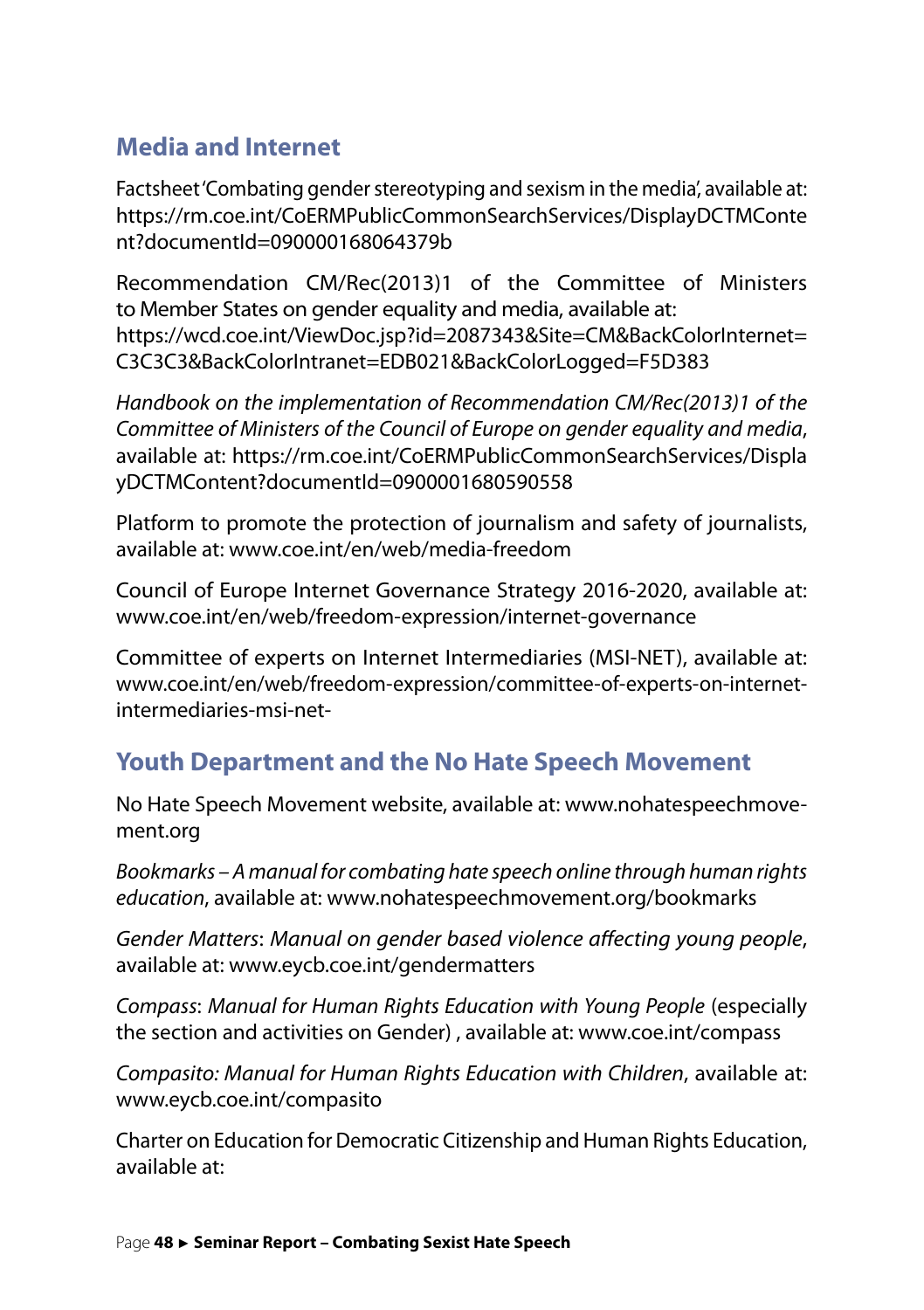## Media and Internet

Factsheet 'Combating gender stereotyping and sexism in the media', available at: https://rm.coe.int/CoERMPublicCommonSearchServices/DisplayDCTMContent?documentId=090000168064379b

Recommendation CM/Rec(2013)1 of the Committee of Ministers to Member States on gender equality and media, available at: https://wcd.coe.int/ViewDoc.jsp?id=2087343&Site=CM&BackColorInternet=C3C3C3&BackColorIntranet=EDB021&BackColorLogged=F5D383

*Handbook on the implementation of Recommendation CM/Rec(2013)1 of the Committee of Ministers of the Council of Europe on gender equality and media*, available at: https://rm.coe.int/CoERMPublicCommonSearchServices/DisplayDCTMContent?documentId=0900001680590558

Platform to promote the protection of journalism and safety of journalists, available at: www.coe.int/en/web/media-freedom

Council of Europe Internet Governance Strategy 2016-2020, available at: www.coe.int/en/web/freedom-expression/internet-governance

Committee of experts on Internet Intermediaries (MSI-NET), available at: www.coe.int/en/web/freedom-expression/committee-of-experts-on-internet-intermediaries-msi-net-

## Youth Department and the No Hate Speech Movement

No Hate Speech Movement website, available at: www.nohatespeechmovement.org

*Bookmarks – A manual for combating hate speech online through human rights education*, available at: www.nohatespeechmovement.org/bookmarks

*Gender Matters*: *Manual on gender based violence affecting young people*, available at: www.eycb.coe.int/gendermatters

*Compass*: *Manual for Human Rights Education with Young People* (especially the section and activities on Gender) , available at: www.coe.int/compass

*Compasito: Manual for Human Rights Education with Children*, available at: www.eycb.coe.int/compasito

Charter on Education for Democratic Citizenship and Human Rights Education, available at: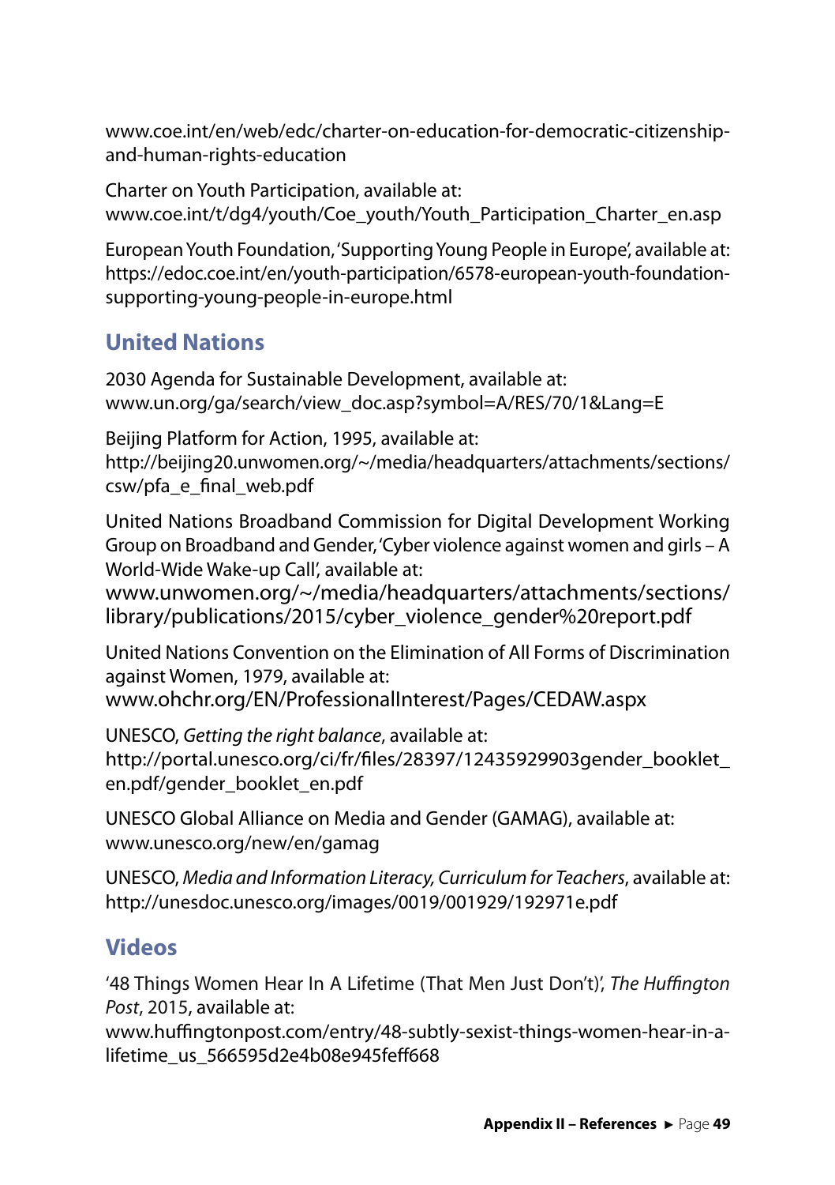www.coe.int/en/web/edc/charter-on-education-for-democratic-citizenship-and-human-rights-education

Charter on Youth Participation, available at:
www.coe.int/t/dg4/youth/Coe_youth/Youth_Participation_Charter_en.asp

European Youth Foundation, 'Supporting Young People in Europe', available at:
https://edoc.coe.int/en/youth-participation/6578-european-youth-foundation-supporting-young-people-in-europe.html

## United Nations

2030 Agenda for Sustainable Development, available at:
www.un.org/ga/search/view_doc.asp?symbol=A/RES/70/1&Lang=E

Beijing Platform for Action, 1995, available at:
http://beijing20.unwomen.org/~/media/headquarters/attachments/sections/csw/pfa_e_final_web.pdf

United Nations Broadband Commission for Digital Development Working Group on Broadband and Gender, 'Cyber violence against women and girls – A World-Wide Wake-up Call', available at:
www.unwomen.org/~/media/headquarters/attachments/sections/library/publications/2015/cyber_violence_gender%20report.pdf

United Nations Convention on the Elimination of All Forms of Discrimination against Women, 1979, available at:
www.ohchr.org/EN/ProfessionalInterest/Pages/CEDAW.aspx

UNESCO, *Getting the right balance*, available at:
http://portal.unesco.org/ci/fr/files/28397/12435929903gender_booklet_en.pdf/gender_booklet_en.pdf

UNESCO Global Alliance on Media and Gender (GAMAG), available at:
www.unesco.org/new/en/gamag

UNESCO, *Media and Information Literacy, Curriculum for Teachers*, available at:
http://unesdoc.unesco.org/images/0019/001929/192971e.pdf

## Videos

'48 Things Women Hear In A Lifetime (That Men Just Don't)', *The Huffington Post*, 2015, available at:
www.huffingtonpost.com/entry/48-subtly-sexist-things-women-hear-in-a-lifetime_us_566595d2e4b08e945feff668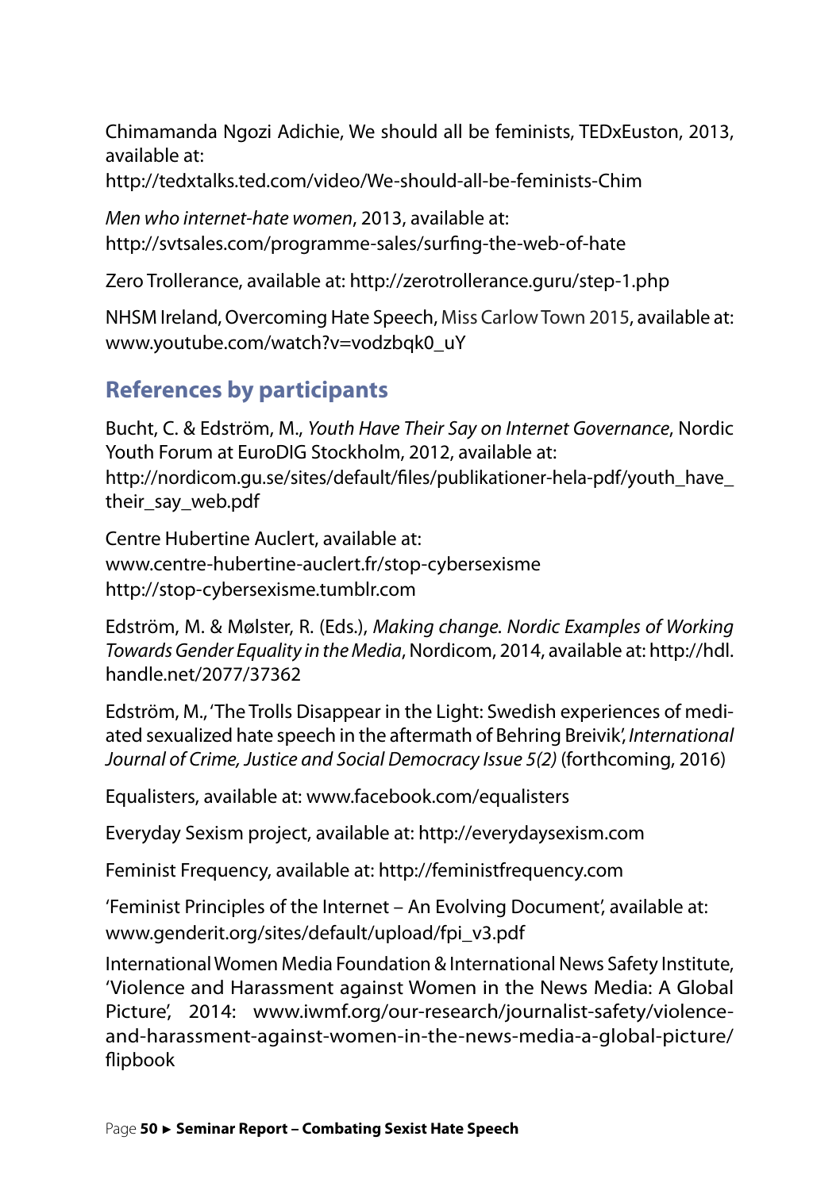Chimamanda Ngozi Adichie, We should all be feminists, TEDxEuston, 2013, available at: http://tedxtalks.ted.com/video/We-should-all-be-feminists-Chim

*Men who internet-hate women*, 2013, available at: http://svtsales.com/programme-sales/surfing-the-web-of-hate

Zero Trollerance, available at: http://zerotrollerance.guru/step-1.php

NHSM Ireland, Overcoming Hate Speech, Miss Carlow Town 2015, available at: www.youtube.com/watch?v=vodzbqk0_uY

## References by participants

Bucht, C. & Edström, M., *Youth Have Their Say on Internet Governance*, Nordic Youth Forum at EuroDIG Stockholm, 2012, available at: http://nordicom.gu.se/sites/default/files/publikationer-hela-pdf/youth_have_their_say_web.pdf

Centre Hubertine Auclert, available at: www.centre-hubertine-auclert.fr/stop-cybersexisme http://stop-cybersexisme.tumblr.com

Edström, M. & Mølster, R. (Eds.), *Making change. Nordic Examples of Working Towards Gender Equality in the Media*, Nordicom, 2014, available at: http://hdl.handle.net/2077/37362

Edström, M., 'The Trolls Disappear in the Light: Swedish experiences of mediated sexualized hate speech in the aftermath of Behring Breivik', *International Journal of Crime, Justice and Social Democracy Issue 5(2)* (forthcoming, 2016)

Equalisters, available at: www.facebook.com/equalisters

Everyday Sexism project, available at: http://everydaysexism.com

Feminist Frequency, available at: http://feministfrequency.com

'Feminist Principles of the Internet – An Evolving Document', available at: www.genderit.org/sites/default/upload/fpi_v3.pdf

International Women Media Foundation & International News Safety Institute, 'Violence and Harassment against Women in the News Media: A Global Picture', 2014: www.iwmf.org/our-research/journalist-safety/violence-and-harassment-against-women-in-the-news-media-a-global-picture/flipbook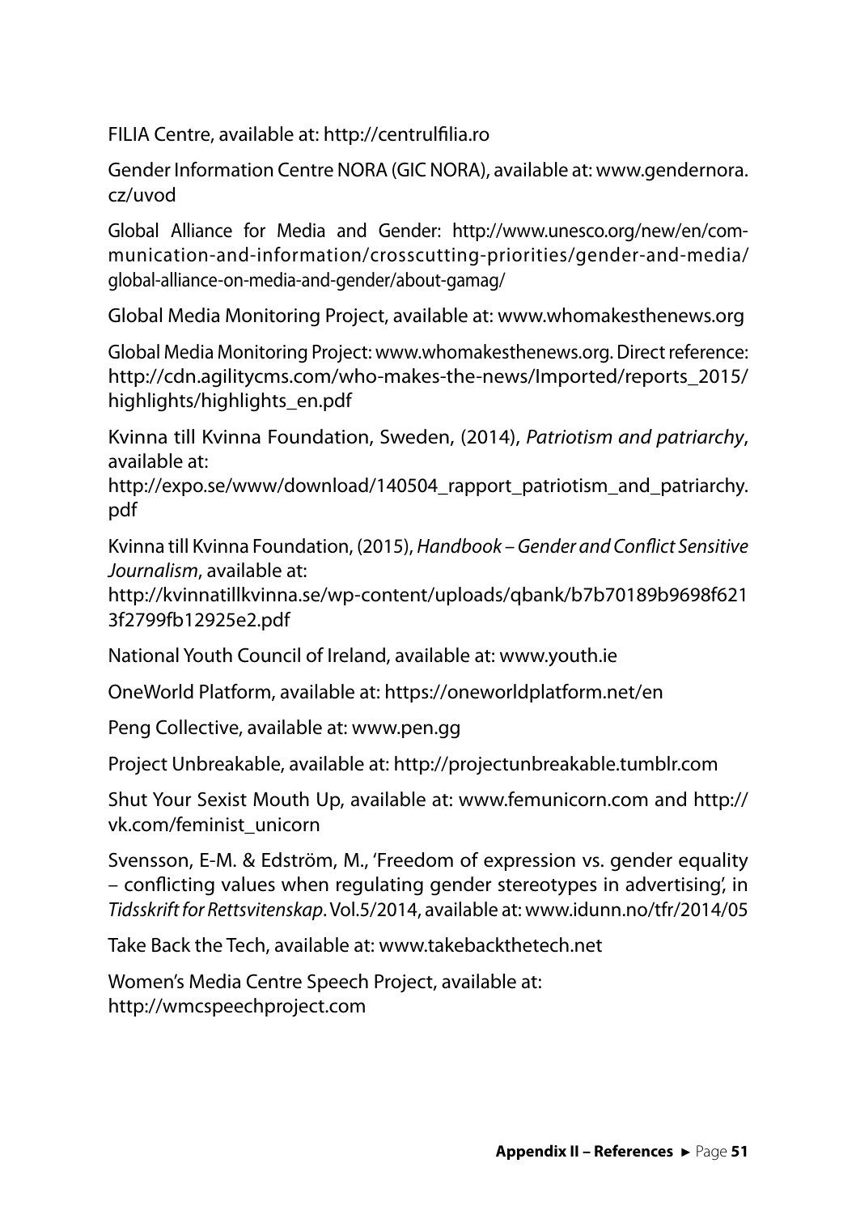FILIA Centre, available at: http://centrulfilia.ro

Gender Information Centre NORA (GIC NORA), available at: www.gendernora.cz/uvod

Global Alliance for Media and Gender: http://www.unesco.org/new/en/communication-and-information/crosscutting-priorities/gender-and-media/global-alliance-on-media-and-gender/about-gamag/

Global Media Monitoring Project, available at: www.whomakesthenews.org

Global Media Monitoring Project: www.whomakesthenews.org. Direct reference: http://cdn.agilitycms.com/who-makes-the-news/Imported/reports_2015/highlights/highlights_en.pdf

Kvinna till Kvinna Foundation, Sweden, (2014), *Patriotism and patriarchy*, available at:
http://expo.se/www/download/140504_rapport_patriotism_and_patriarchy.pdf

Kvinna till Kvinna Foundation, (2015), *Handbook – Gender and Conflict Sensitive Journalism*, available at:
http://kvinnatillkvinna.se/wp-content/uploads/qbank/b7b70189b9698f6213f2799fb12925e2.pdf

National Youth Council of Ireland, available at: www.youth.ie

OneWorld Platform, available at: https://oneworldplatform.net/en

Peng Collective, available at: www.pen.gg

Project Unbreakable, available at: http://projectunbreakable.tumblr.com

Shut Your Sexist Mouth Up, available at: www.femunicorn.com and http://vk.com/feminist_unicorn

Svensson, E-M. & Edström, M., 'Freedom of expression vs. gender equality – conflicting values when regulating gender stereotypes in advertising', in *Tidsskrift for Rettsvitenskap*. Vol.5/2014, available at: www.idunn.no/tfr/2014/05

Take Back the Tech, available at: www.takebackthetech.net

Women's Media Centre Speech Project, available at:
http://wmcspeechproject.com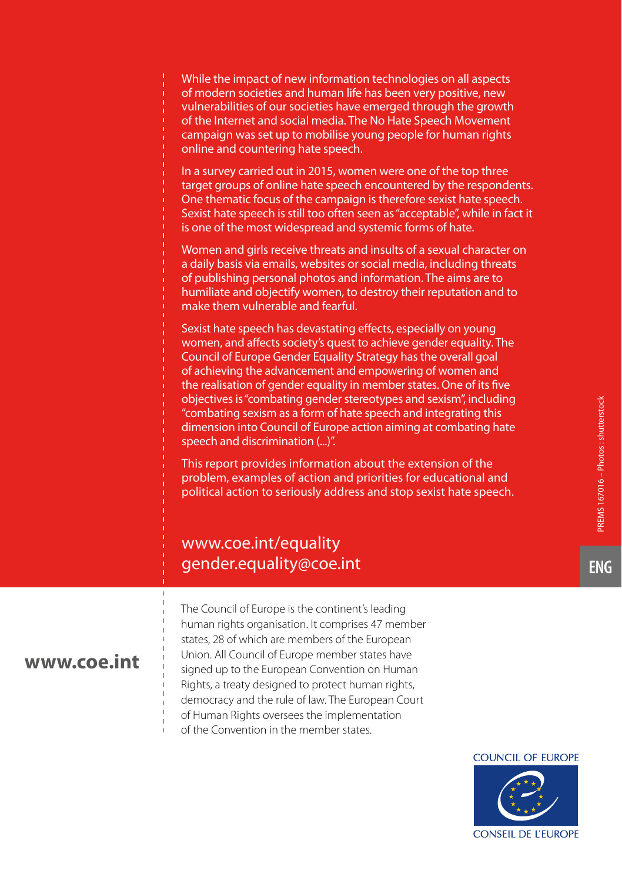While the impact of new information technologies on all aspects of modern societies and human life has been very positive, new vulnerabilities of our societies have emerged through the growth of the Internet and social media. The No Hate Speech Movement campaign was set up to mobilise young people for human rights online and countering hate speech.

In a survey carried out in 2015, women were one of the top three target groups of online hate speech encountered by the respondents. One thematic focus of the campaign is therefore sexist hate speech. Sexist hate speech is still too often seen as "acceptable", while in fact it is one of the most widespread and systemic forms of hate.

Women and girls receive threats and insults of a sexual character on a daily basis via emails, websites or social media, including threats of publishing personal photos and information. The aims are to humiliate and objectify women, to destroy their reputation and to make them vulnerable and fearful.

Sexist hate speech has devastating effects, especially on young women, and affects society's quest to achieve gender equality. The Council of Europe Gender Equality Strategy has the overall goal of achieving the advancement and empowering of women and the realisation of gender equality in member states. One of its five objectives is "combating gender stereotypes and sexism", including "combating sexism as a form of hate speech and integrating this dimension into Council of Europe action aiming at combating hate speech and discrimination (...)".

This report provides information about the extension of the problem, examples of action and priorities for educational and political action to seriously address and stop sexist hate speech.

www.coe.int/equality
gender.equality@coe.int

PREMS 167016 – Photos : shutterstock

ENG

**www.coe.int**

The Council of Europe is the continent's leading human rights organisation. It comprises 47 member states, 28 of which are members of the European Union. All Council of Europe member states have signed up to the European Convention on Human Rights, a treaty designed to protect human rights, democracy and the rule of law. The European Court of Human Rights oversees the implementation of the Convention in the member states.

COUNCIL OF EUROPE

CONSEIL DE L'EUROPE